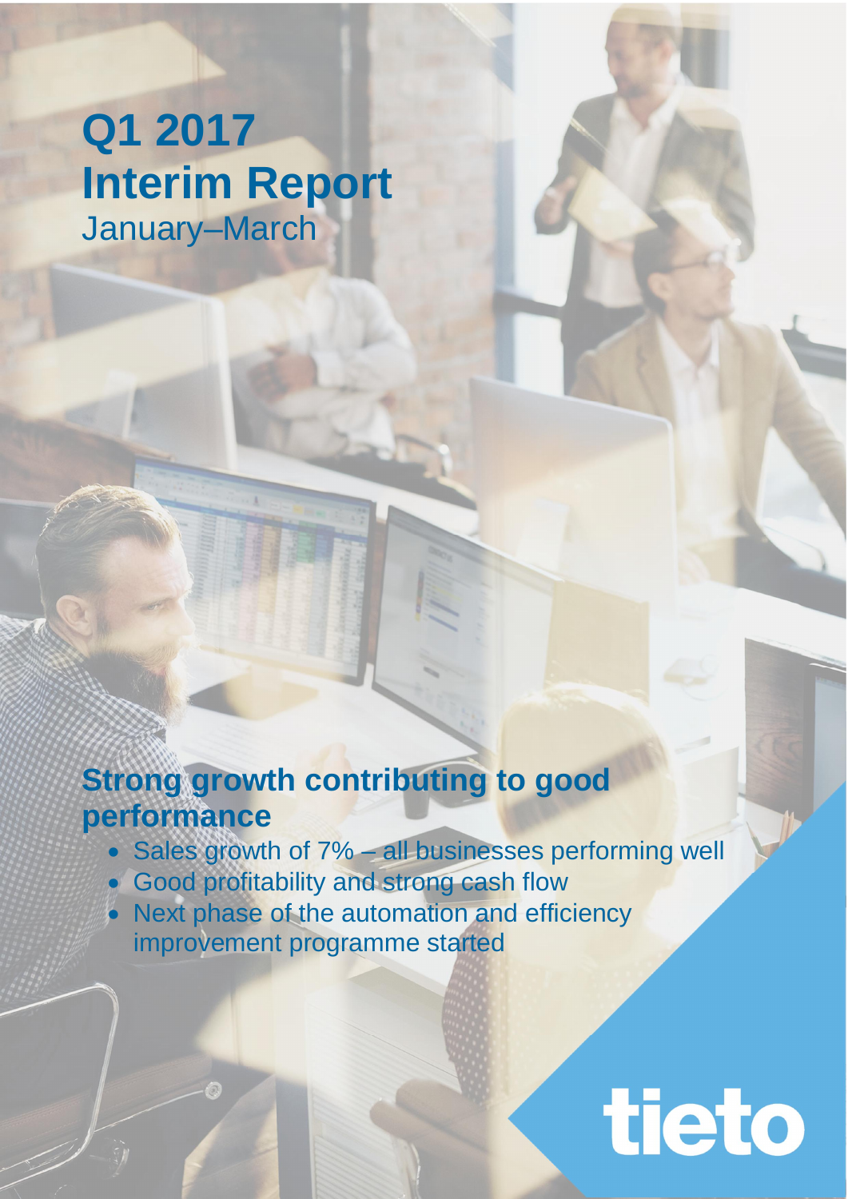# Q1 2017 Interim Report

January–March

## Strong growth contributing to good performance

- Sales growth of 7% – all businesses performing well
- Good profitability and strong cash flow
- Next phase of the automation and efficiency improvement programme started

tieto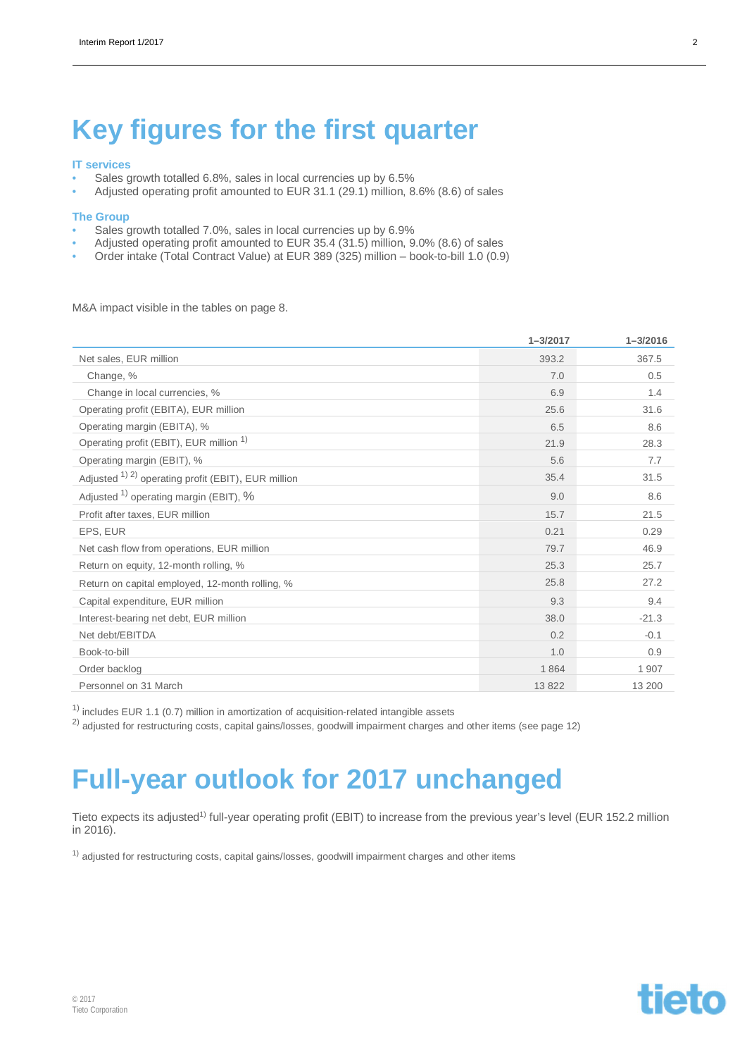# Key figures for the first quarter

### IT services

- Sales growth totalled 6.8%, sales in local currencies up by 6.5%
- Adjusted operating profit amounted to EUR 31.1 (29.1) million, 8.6% (8.6) of sales

### The Group

- Sales growth totalled 7.0%, sales in local currencies up by 6.9%
- Adjusted operating profit amounted to EUR 35.4 (31.5) million, 9.0% (8.6) of sales
- Order intake (Total Contract Value) at EUR 389 (325) million – book-to-bill 1.0 (0.9)

M&A impact visible in the tables on page 8.

| | 1–3/2017 | 1–3/2016 |
|---|---|---|
| Net sales, EUR million | 393.2 | 367.5 |
| Change, % | 7.0 | 0.5 |
| Change in local currencies, % | 6.9 | 1.4 |
| Operating profit (EBITA), EUR million | 25.6 | 31.6 |
| Operating margin (EBITA), % | 6.5 | 8.6 |
| Operating profit (EBIT), EUR million [1] | 21.9 | 28.3 |
| Operating margin (EBIT), % | 5.6 | 7.7 |
| Adjusted [1] [2] operating profit (EBIT), EUR million | 35.4 | 31.5 |
| Adjusted [1] operating margin (EBIT), % | 9.0 | 8.6 |
| Profit after taxes, EUR million | 15.7 | 21.5 |
| EPS, EUR | 0.21 | 0.29 |
| Net cash flow from operations, EUR million | 79.7 | 46.9 |
| Return on equity, 12-month rolling, % | 25.3 | 25.7 |
| Return on capital employed, 12-month rolling, % | 25.8 | 27.2 |
| Capital expenditure, EUR million | 9.3 | 9.4 |
| Interest-bearing net debt, EUR million | 38.0 | -21.3 |
| Net debt/EBITDA | 0.2 | -0.1 |
| Book-to-bill | 1.0 | 0.9 |
| Order backlog | 1 864 | 1 907 |
| Personnel on 31 March | 13 822 | 13 200 |

[1] includes EUR 1.1 (0.7) million in amortization of acquisition-related intangible assets
[2] adjusted for restructuring costs, capital gains/losses, goodwill impairment charges and other items (see page 12)

# Full-year outlook for 2017 unchanged

Tieto expects its adjusted[1] full-year operating profit (EBIT) to increase from the previous year's level (EUR 152.2 million in 2016).

[1] adjusted for restructuring costs, capital gains/losses, goodwill impairment charges and other items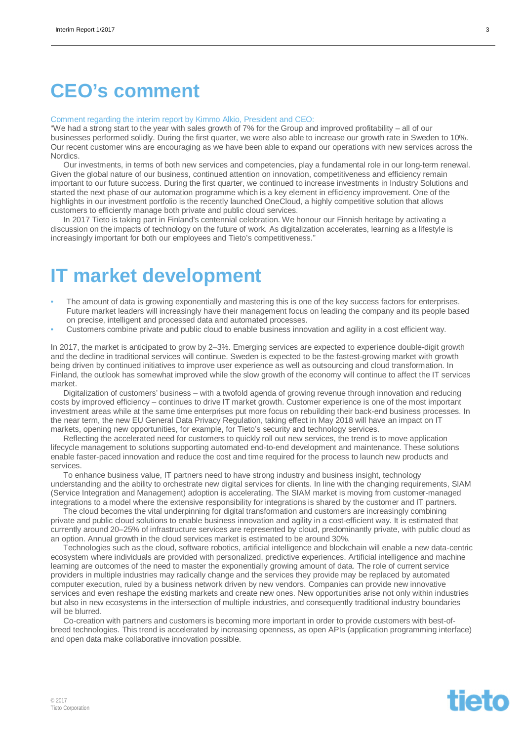# CEO's comment

Comment regarding the interim report by Kimmo Alkio, President and CEO:

"We had a strong start to the year with sales growth of 7% for the Group and improved profitability – all of our businesses performed solidly. During the first quarter, we were also able to increase our growth rate in Sweden to 10%. Our recent customer wins are encouraging as we have been able to expand our operations with new services across the Nordics.

Our investments, in terms of both new services and competencies, play a fundamental role in our long-term renewal. Given the global nature of our business, continued attention on innovation, competitiveness and efficiency remain important to our future success. During the first quarter, we continued to increase investments in Industry Solutions and started the next phase of our automation programme which is a key element in efficiency improvement. One of the highlights in our investment portfolio is the recently launched OneCloud, a highly competitive solution that allows customers to efficiently manage both private and public cloud services.

In 2017 Tieto is taking part in Finland's centennial celebration. We honour our Finnish heritage by activating a discussion on the impacts of technology on the future of work. As digitalization accelerates, learning as a lifestyle is increasingly important for both our employees and Tieto's competitiveness."

# IT market development

- The amount of data is growing exponentially and mastering this is one of the key success factors for enterprises. Future market leaders will increasingly have their management focus on leading the company and its people based on precise, intelligent and processed data and automated processes.
- Customers combine private and public cloud to enable business innovation and agility in a cost efficient way.

In 2017, the market is anticipated to grow by 2–3%. Emerging services are expected to experience double-digit growth and the decline in traditional services will continue. Sweden is expected to be the fastest-growing market with growth being driven by continued initiatives to improve user experience as well as outsourcing and cloud transformation. In Finland, the outlook has somewhat improved while the slow growth of the economy will continue to affect the IT services market.

Digitalization of customers' business – with a twofold agenda of growing revenue through innovation and reducing costs by improved efficiency – continues to drive IT market growth. Customer experience is one of the most important investment areas while at the same time enterprises put more focus on rebuilding their back-end business processes. In the near term, the new EU General Data Privacy Regulation, taking effect in May 2018 will have an impact on IT markets, opening new opportunities, for example, for Tieto's security and technology services.

Reflecting the accelerated need for customers to quickly roll out new services, the trend is to move application lifecycle management to solutions supporting automated end-to-end development and maintenance. These solutions enable faster-paced innovation and reduce the cost and time required for the process to launch new products and services.

To enhance business value, IT partners need to have strong industry and business insight, technology understanding and the ability to orchestrate new digital services for clients. In line with the changing requirements, SIAM (Service Integration and Management) adoption is accelerating. The SIAM market is moving from customer-managed integrations to a model where the extensive responsibility for integrations is shared by the customer and IT partners.

The cloud becomes the vital underpinning for digital transformation and customers are increasingly combining private and public cloud solutions to enable business innovation and agility in a cost-efficient way. It is estimated that currently around 20–25% of infrastructure services are represented by cloud, predominantly private, with public cloud as an option. Annual growth in the cloud services market is estimated to be around 30%.

Technologies such as the cloud, software robotics, artificial intelligence and blockchain will enable a new data-centric ecosystem where individuals are provided with personalized, predictive experiences. Artificial intelligence and machine learning are outcomes of the need to master the exponentially growing amount of data. The role of current service providers in multiple industries may radically change and the services they provide may be replaced by automated computer execution, ruled by a business network driven by new vendors. Companies can provide new innovative services and even reshape the existing markets and create new ones. New opportunities arise not only within industries but also in new ecosystems in the intersection of multiple industries, and consequently traditional industry boundaries will be blurred.

Co-creation with partners and customers is becoming more important in order to provide customers with best-of-breed technologies. This trend is accelerated by increasing openness, as open APIs (application programming interface) and open data make collaborative innovation possible.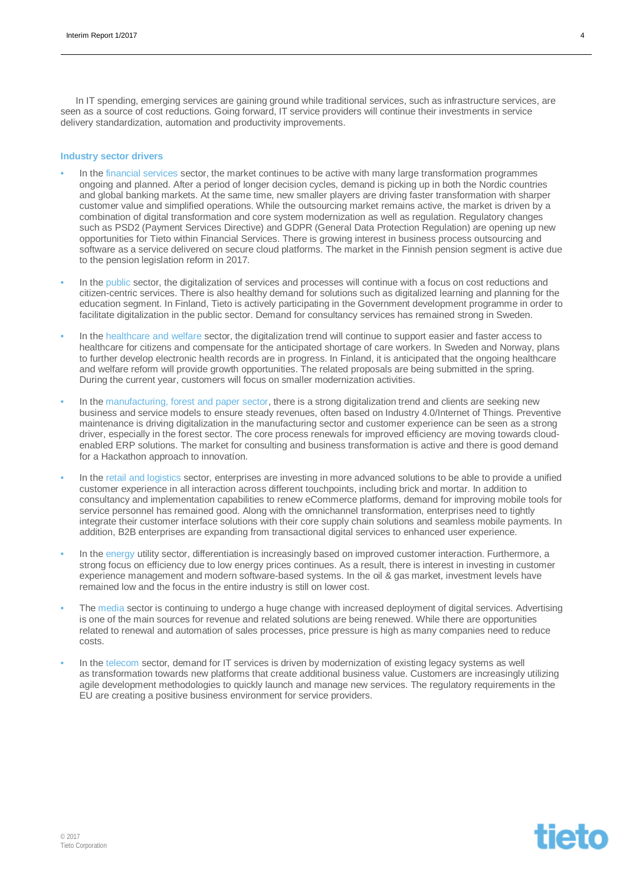In IT spending, emerging services are gaining ground while traditional services, such as infrastructure services, are seen as a source of cost reductions. Going forward, IT service providers will continue their investments in service delivery standardization, automation and productivity improvements.

### Industry sector drivers

- In the financial services sector, the market continues to be active with many large transformation programmes ongoing and planned. After a period of longer decision cycles, demand is picking up in both the Nordic countries and global banking markets. At the same time, new smaller players are driving faster transformation with sharper customer value and simplified operations. While the outsourcing market remains active, the market is driven by a combination of digital transformation and core system modernization as well as regulation. Regulatory changes such as PSD2 (Payment Services Directive) and GDPR (General Data Protection Regulation) are opening up new opportunities for Tieto within Financial Services. There is growing interest in business process outsourcing and software as a service delivered on secure cloud platforms. The market in the Finnish pension segment is active due to the pension legislation reform in 2017.

- In the public sector, the digitalization of services and processes will continue with a focus on cost reductions and citizen-centric services. There is also healthy demand for solutions such as digitalized learning and planning for the education segment. In Finland, Tieto is actively participating in the Government development programme in order to facilitate digitalization in the public sector. Demand for consultancy services has remained strong in Sweden.

- In the healthcare and welfare sector, the digitalization trend will continue to support easier and faster access to healthcare for citizens and compensate for the anticipated shortage of care workers. In Sweden and Norway, plans to further develop electronic health records are in progress. In Finland, it is anticipated that the ongoing healthcare and welfare reform will provide growth opportunities. The related proposals are being submitted in the spring. During the current year, customers will focus on smaller modernization activities.

- In the manufacturing, forest and paper sector, there is a strong digitalization trend and clients are seeking new business and service models to ensure steady revenues, often based on Industry 4.0/Internet of Things. Preventive maintenance is driving digitalization in the manufacturing sector and customer experience can be seen as a strong driver, especially in the forest sector. The core process renewals for improved efficiency are moving towards cloud-enabled ERP solutions. The market for consulting and business transformation is active and there is good demand for a Hackathon approach to innovatíon.

- In the retail and logistics sector, enterprises are investing in more advanced solutions to be able to provide a unified customer experience in all interaction across different touchpoints, including brick and mortar. In addition to consultancy and implementation capabilities to renew eCommerce platforms, demand for improving mobile tools for service personnel has remained good. Along with the omnichannel transformation, enterprises need to tightly integrate their customer interface solutions with their core supply chain solutions and seamless mobile payments. In addition, B2B enterprises are expanding from transactional digital services to enhanced user experience.

- In the energy utility sector, differentiation is increasingly based on improved customer interaction. Furthermore, a strong focus on efficiency due to low energy prices continues. As a result, there is interest in investing in customer experience management and modern software-based systems. In the oil & gas market, investment levels have remained low and the focus in the entire industry is still on lower cost.

- The media sector is continuing to undergo a huge change with increased deployment of digital services. Advertising is one of the main sources for revenue and related solutions are being renewed. While there are opportunities related to renewal and automation of sales processes, price pressure is high as many companies need to reduce costs.

- In the telecom sector, demand for IT services is driven by modernization of existing legacy systems as well as transformation towards new platforms that create additional business value. Customers are increasingly utilizing agile development methodologies to quickly launch and manage new services. The regulatory requirements in the EU are creating a positive business environment for service providers.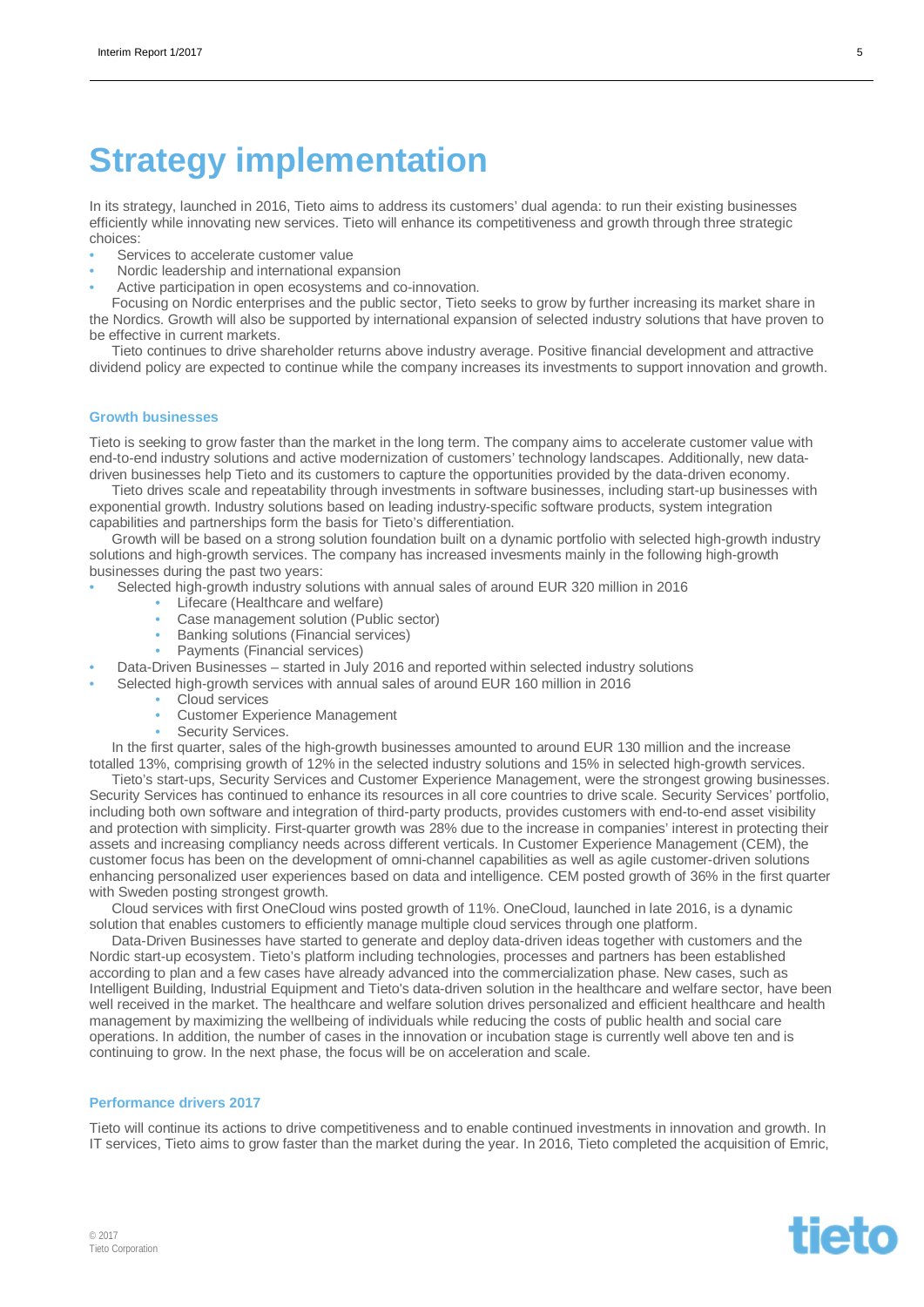# Strategy implementation

In its strategy, launched in 2016, Tieto aims to address its customers' dual agenda: to run their existing businesses efficiently while innovating new services. Tieto will enhance its competitiveness and growth through three strategic choices:

- Services to accelerate customer value
- Nordic leadership and international expansion
- Active participation in open ecosystems and co-innovation.

Focusing on Nordic enterprises and the public sector, Tieto seeks to grow by further increasing its market share in the Nordics. Growth will also be supported by international expansion of selected industry solutions that have proven to be effective in current markets.

Tieto continues to drive shareholder returns above industry average. Positive financial development and attractive dividend policy are expected to continue while the company increases its investments to support innovation and growth.

### Growth businesses

Tieto is seeking to grow faster than the market in the long term. The company aims to accelerate customer value with end-to-end industry solutions and active modernization of customers' technology landscapes. Additionally, new data-driven businesses help Tieto and its customers to capture the opportunities provided by the data-driven economy.

Tieto drives scale and repeatability through investments in software businesses, including start-up businesses with exponential growth. Industry solutions based on leading industry-specific software products, system integration capabilities and partnerships form the basis for Tieto's differentiation.

Growth will be based on a strong solution foundation built on a dynamic portfolio with selected high-growth industry solutions and high-growth services. The company has increased invesments mainly in the following high-growth businesses during the past two years:

- Selected high-growth industry solutions with annual sales of around EUR 320 million in 2016
    - Lifecare (Healthcare and welfare)
    - Case management solution (Public sector)
    - Banking solutions (Financial services)
    - Payments (Financial services)
- Data-Driven Businesses – started in July 2016 and reported within selected industry solutions
- Selected high-growth services with annual sales of around EUR 160 million in 2016
    - Cloud services
    - Customer Experience Management
    - Security Services.

In the first quarter, sales of the high-growth businesses amounted to around EUR 130 million and the increase totalled 13%, comprising growth of 12% in the selected industry solutions and 15% in selected high-growth services.

Tieto's start-ups, Security Services and Customer Experience Management, were the strongest growing businesses. Security Services has continued to enhance its resources in all core countries to drive scale. Security Services' portfolio, including both own software and integration of third-party products, provides customers with end-to-end asset visibility and protection with simplicity. First-quarter growth was 28% due to the increase in companies' interest in protecting their assets and increasing compliancy needs across different verticals. In Customer Experience Management (CEM), the customer focus has been on the development of omni-channel capabilities as well as agile customer-driven solutions enhancing personalized user experiences based on data and intelligence. CEM posted growth of 36% in the first quarter with Sweden posting strongest growth.

Cloud services with first OneCloud wins posted growth of 11%. OneCloud, launched in late 2016, is a dynamic solution that enables customers to efficiently manage multiple cloud services through one platform.

Data-Driven Businesses have started to generate and deploy data-driven ideas together with customers and the Nordic start-up ecosystem. Tieto's platform including technologies, processes and partners has been established according to plan and a few cases have already advanced into the commercialization phase. New cases, such as Intelligent Building, Industrial Equipment and Tieto's data-driven solution in the healthcare and welfare sector, have been well received in the market. The healthcare and welfare solution drives personalized and efficient healthcare and health management by maximizing the wellbeing of individuals while reducing the costs of public health and social care operations. In addition, the number of cases in the innovation or incubation stage is currently well above ten and is continuing to grow. In the next phase, the focus will be on acceleration and scale.

### Performance drivers 2017

Tieto will continue its actions to drive competitiveness and to enable continued investments in innovation and growth. In IT services, Tieto aims to grow faster than the market during the year. In 2016, Tieto completed the acquisition of Emric,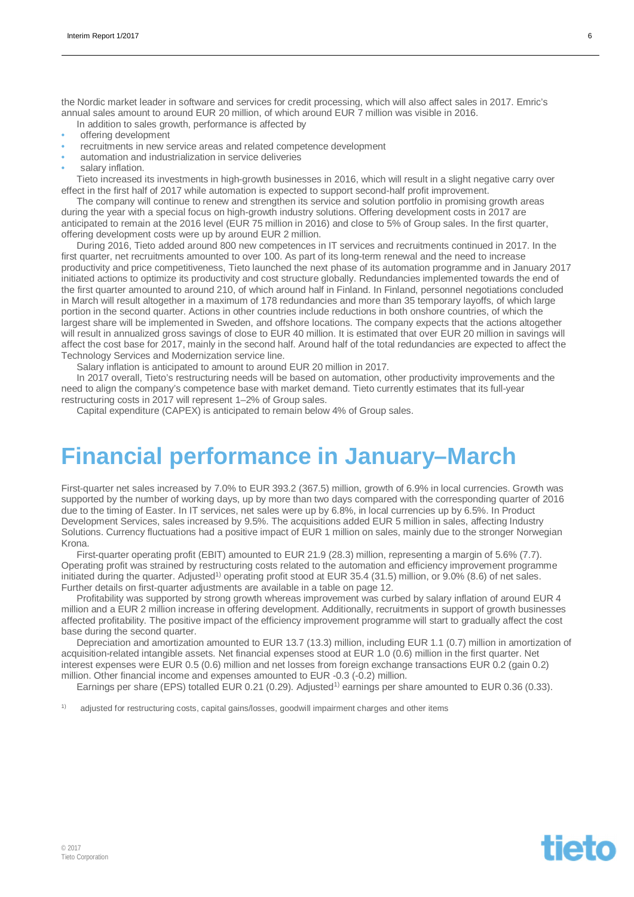the Nordic market leader in software and services for credit processing, which will also affect sales in 2017. Emric's annual sales amount to around EUR 20 million, of which around EUR 7 million was visible in 2016.

In addition to sales growth, performance is affected by

- offering development
- recruitments in new service areas and related competence development
- automation and industrialization in service deliveries
- salary inflation.

Tieto increased its investments in high-growth businesses in 2016, which will result in a slight negative carry over effect in the first half of 2017 while automation is expected to support second-half profit improvement.

The company will continue to renew and strengthen its service and solution portfolio in promising growth areas during the year with a special focus on high-growth industry solutions. Offering development costs in 2017 are anticipated to remain at the 2016 level (EUR 75 million in 2016) and close to 5% of Group sales. In the first quarter, offering development costs were up by around EUR 2 million.

During 2016, Tieto added around 800 new competences in IT services and recruitments continued in 2017. In the first quarter, net recruitments amounted to over 100. As part of its long-term renewal and the need to increase productivity and price competitiveness, Tieto launched the next phase of its automation programme and in January 2017 initiated actions to optimize its productivity and cost structure globally. Redundancies implemented towards the end of the first quarter amounted to around 210, of which around half in Finland. In Finland, personnel negotiations concluded in March will result altogether in a maximum of 178 redundancies and more than 35 temporary layoffs, of which large portion in the second quarter. Actions in other countries include reductions in both onshore countries, of which the largest share will be implemented in Sweden, and offshore locations. The company expects that the actions altogether will result in annualized gross savings of close to EUR 40 million. It is estimated that over EUR 20 million in savings will affect the cost base for 2017, mainly in the second half. Around half of the total redundancies are expected to affect the Technology Services and Modernization service line.

Salary inflation is anticipated to amount to around EUR 20 million in 2017.

In 2017 overall, Tieto's restructuring needs will be based on automation, other productivity improvements and the need to align the company's competence base with market demand. Tieto currently estimates that its full-year restructuring costs in 2017 will represent 1–2% of Group sales.

Capital expenditure (CAPEX) is anticipated to remain below 4% of Group sales.

# Financial performance in January–March

First-quarter net sales increased by 7.0% to EUR 393.2 (367.5) million, growth of 6.9% in local currencies. Growth was supported by the number of working days, up by more than two days compared with the corresponding quarter of 2016 due to the timing of Easter. In IT services, net sales were up by 6.8%, in local currencies up by 6.5%. In Product Development Services, sales increased by 9.5%. The acquisitions added EUR 5 million in sales, affecting Industry Solutions. Currency fluctuations had a positive impact of EUR 1 million on sales, mainly due to the stronger Norwegian Krona.

First-quarter operating profit (EBIT) amounted to EUR 21.9 (28.3) million, representing a margin of 5.6% (7.7). Operating profit was strained by restructuring costs related to the automation and efficiency improvement programme initiated during the quarter. Adjusted[1)] operating profit stood at EUR 35.4 (31.5) million, or 9.0% (8.6) of net sales. Further details on first-quarter adjustments are available in a table on page 12.

Profitability was supported by strong growth whereas improvement was curbed by salary inflation of around EUR 4 million and a EUR 2 million increase in offering development. Additionally, recruitments in support of growth businesses affected profitability. The positive impact of the efficiency improvement programme will start to gradually affect the cost base during the second quarter.

Depreciation and amortization amounted to EUR 13.7 (13.3) million, including EUR 1.1 (0.7) million in amortization of acquisition-related intangible assets. Net financial expenses stood at EUR 1.0 (0.6) million in the first quarter. Net interest expenses were EUR 0.5 (0.6) million and net losses from foreign exchange transactions EUR 0.2 (gain 0.2) million. Other financial income and expenses amounted to EUR -0.3 (-0.2) million.

Earnings per share (EPS) totalled EUR 0.21 (0.29). Adjusted[1)] earnings per share amounted to EUR 0.36 (0.33).

[1)] adjusted for restructuring costs, capital gains/losses, goodwill impairment charges and other items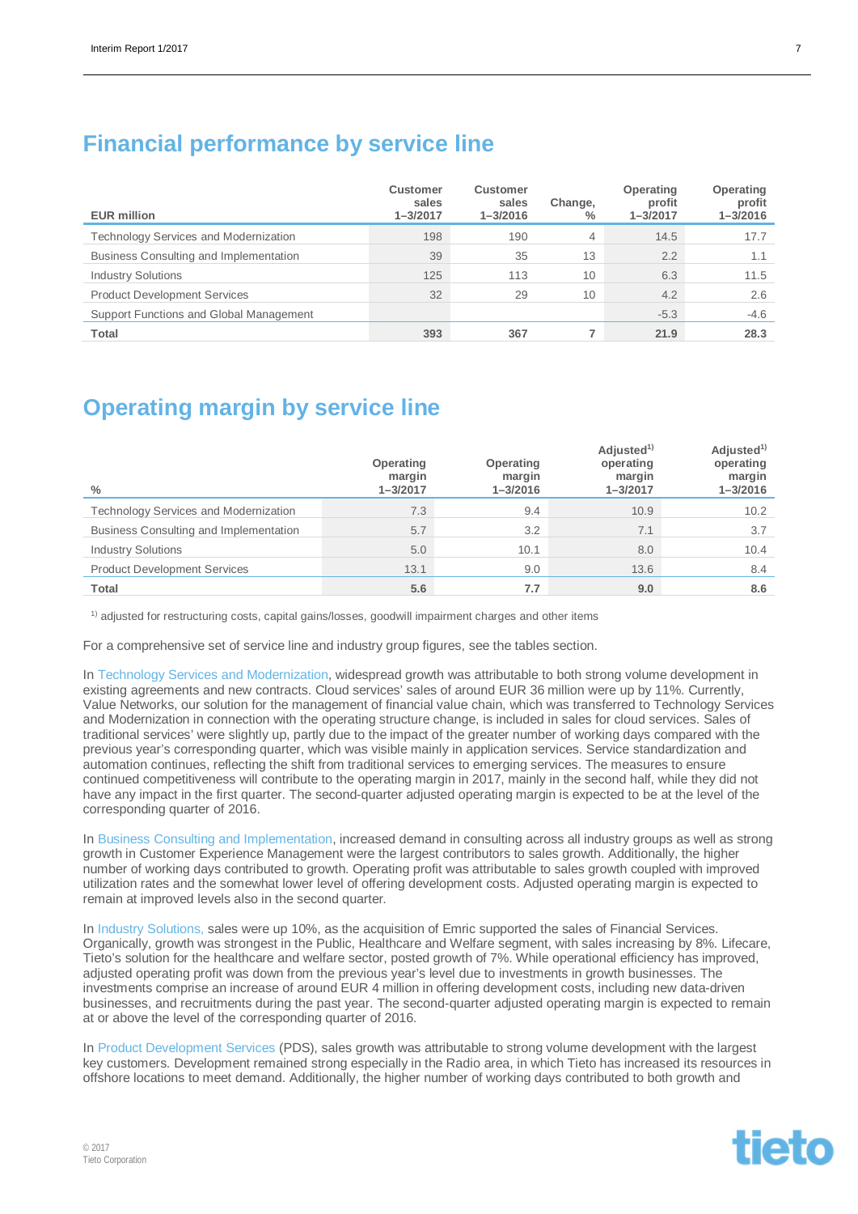## Financial performance by service line

| EUR million | Customer sales 1–3/2017 | Customer sales 1–3/2016 | Change, % | Operating profit 1–3/2017 | Operating profit 1–3/2016 |
|---|---|---|---|---|---|
| Technology Services and Modernization | 198 | 190 | 4 | 14.5 | 17.7 |
| Business Consulting and Implementation | 39 | 35 | 13 | 2.2 | 1.1 |
| Industry Solutions | 125 | 113 | 10 | 6.3 | 11.5 |
| Product Development Services | 32 | 29 | 10 | 4.2 | 2.6 |
| Support Functions and Global Management | | | | -5.3 | -4.6 |
| **Total** | **393** | **367** | **7** | **21.9** | **28.3** |

## Operating margin by service line

| % | Operating margin 1–3/2017 | Operating margin 1–3/2016 | Adjusted[1] operating margin 1–3/2017 | Adjusted[1] operating margin 1–3/2016 |
|---|---|---|---|---|
| Technology Services and Modernization | 7.3 | 9.4 | 10.9 | 10.2 |
| Business Consulting and Implementation | 5.7 | 3.2 | 7.1 | 3.7 |
| Industry Solutions | 5.0 | 10.1 | 8.0 | 10.4 |
| Product Development Services | 13.1 | 9.0 | 13.6 | 8.4 |
| **Total** | **5.6** | **7.7** | **9.0** | **8.6** |

[1] adjusted for restructuring costs, capital gains/losses, goodwill impairment charges and other items

For a comprehensive set of service line and industry group figures, see the tables section.

In Technology Services and Modernization, widespread growth was attributable to both strong volume development in existing agreements and new contracts. Cloud services' sales of around EUR 36 million were up by 11%. Currently, Value Networks, our solution for the management of financial value chain, which was transferred to Technology Services and Modernization in connection with the operating structure change, is included in sales for cloud services. Sales of traditional services' were slightly up, partly due to the impact of the greater number of working days compared with the previous year's corresponding quarter, which was visible mainly in application services. Service standardization and automation continues, reflecting the shift from traditional services to emerging services. The measures to ensure continued competitiveness will contribute to the operating margin in 2017, mainly in the second half, while they did not have any impact in the first quarter. The second-quarter adjusted operating margin is expected to be at the level of the corresponding quarter of 2016.

In Business Consulting and Implementation, increased demand in consulting across all industry groups as well as strong growth in Customer Experience Management were the largest contributors to sales growth. Additionally, the higher number of working days contributed to growth. Operating profit was attributable to sales growth coupled with improved utilization rates and the somewhat lower level of offering development costs. Adjusted operating margin is expected to remain at improved levels also in the second quarter.

In Industry Solutions, sales were up 10%, as the acquisition of Emric supported the sales of Financial Services. Organically, growth was strongest in the Public, Healthcare and Welfare segment, with sales increasing by 8%. Lifecare, Tieto's solution for the healthcare and welfare sector, posted growth of 7%. While operational efficiency has improved, adjusted operating profit was down from the previous year's level due to investments in growth businesses. The investments comprise an increase of around EUR 4 million in offering development costs, including new data-driven businesses, and recruitments during the past year. The second-quarter adjusted operating margin is expected to remain at or above the level of the corresponding quarter of 2016.

In Product Development Services (PDS), sales growth was attributable to strong volume development with the largest key customers. Development remained strong especially in the Radio area, in which Tieto has increased its resources in offshore locations to meet demand. Additionally, the higher number of working days contributed to both growth and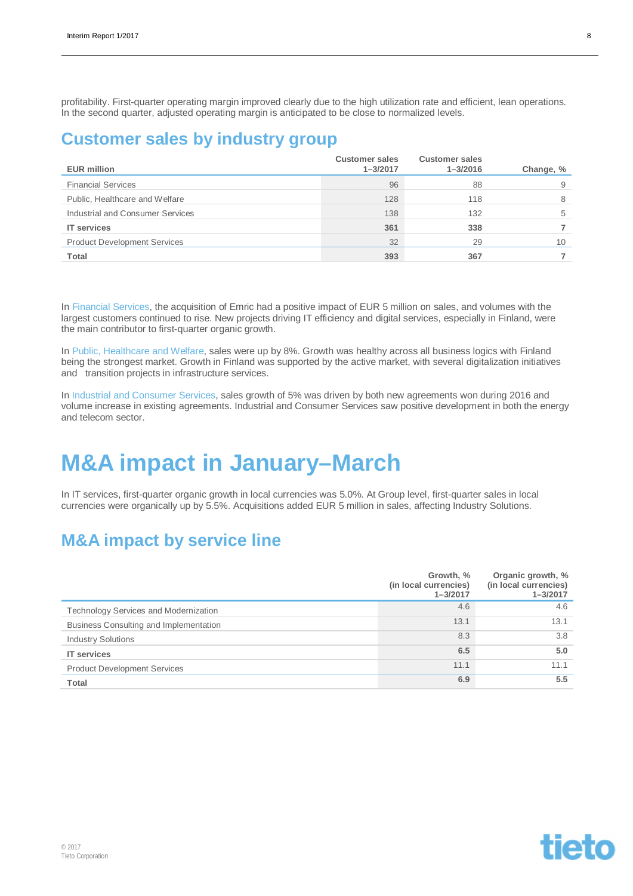profitability. First-quarter operating margin improved clearly due to the high utilization rate and efficient, lean operations. In the second quarter, adjusted operating margin is anticipated to be close to normalized levels.

## Customer sales by industry group

| EUR million | Customer sales 1–3/2017 | Customer sales 1–3/2016 | Change, % |
|---|---|---|---|
| Financial Services | 96 | 88 | 9 |
| Public, Healthcare and Welfare | 128 | 118 | 8 |
| Industrial and Consumer Services | 138 | 132 | 5 |
| **IT services** | **361** | **338** | **7** |
| Product Development Services | 32 | 29 | 10 |
| **Total** | **393** | **367** | **7** |

In Financial Services, the acquisition of Emric had a positive impact of EUR 5 million on sales, and volumes with the largest customers continued to rise. New projects driving IT efficiency and digital services, especially in Finland, were the main contributor to first-quarter organic growth.

In Public, Healthcare and Welfare, sales were up by 8%. Growth was healthy across all business logics with Finland being the strongest market. Growth in Finland was supported by the active market, with several digitalization initiatives and transition projects in infrastructure services.

In Industrial and Consumer Services, sales growth of 5% was driven by both new agreements won during 2016 and volume increase in existing agreements. Industrial and Consumer Services saw positive development in both the energy and telecom sector.

# M&A impact in January–March

In IT services, first-quarter organic growth in local currencies was 5.0%. At Group level, first-quarter sales in local currencies were organically up by 5.5%. Acquisitions added EUR 5 million in sales, affecting Industry Solutions.

## M&A impact by service line

| | Growth, % (in local currencies) 1–3/2017 | Organic growth, % (in local currencies) 1–3/2017 |
|---|---|---|
| Technology Services and Modernization | 4.6 | 4.6 |
| Business Consulting and Implementation | 13.1 | 13.1 |
| Industry Solutions | 8.3 | 3.8 |
| **IT services** | **6.5** | **5.0** |
| Product Development Services | 11.1 | 11.1 |
| **Total** | **6.9** | **5.5** |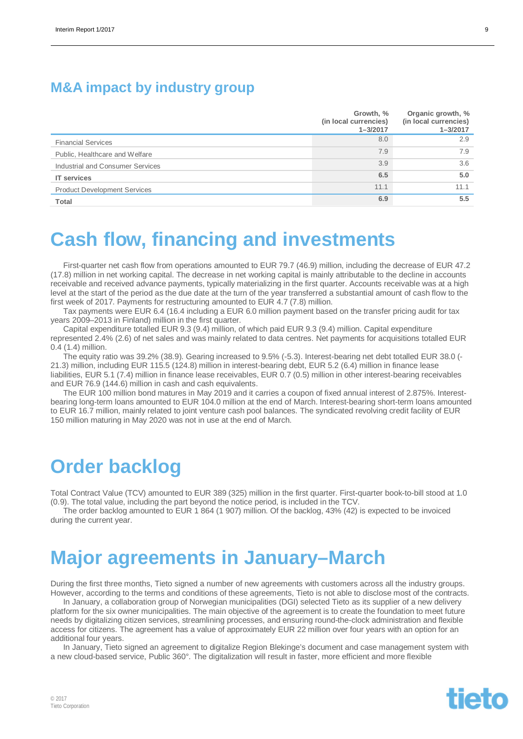## M&A impact by industry group

| | Growth, % (in local currencies) 1–3/2017 | Organic growth, % (in local currencies) 1–3/2017 |
|---|---|---|
| Financial Services | 8.0 | 2.9 |
| Public, Healthcare and Welfare | 7.9 | 7.9 |
| Industrial and Consumer Services | 3.9 | 3.6 |
| **IT services** | **6.5** | **5.0** |
| Product Development Services | 11.1 | 11.1 |
| **Total** | **6.9** | **5.5** |

# Cash flow, financing and investments

First-quarter net cash flow from operations amounted to EUR 79.7 (46.9) million, including the decrease of EUR 47.2 (17.8) million in net working capital. The decrease in net working capital is mainly attributable to the decline in accounts receivable and received advance payments, typically materializing in the first quarter. Accounts receivable was at a high level at the start of the period as the due date at the turn of the year transferred a substantial amount of cash flow to the first week of 2017. Payments for restructuring amounted to EUR 4.7 (7.8) million.

Tax payments were EUR 6.4 (16.4 including a EUR 6.0 million payment based on the transfer pricing audit for tax years 2009–2013 in Finland) million in the first quarter.

Capital expenditure totalled EUR 9.3 (9.4) million, of which paid EUR 9.3 (9.4) million. Capital expenditure represented 2.4% (2.6) of net sales and was mainly related to data centres. Net payments for acquisitions totalled EUR 0.4 (1.4) million.

The equity ratio was 39.2% (38.9). Gearing increased to 9.5% (-5.3). Interest-bearing net debt totalled EUR 38.0 (-21.3) million, including EUR 115.5 (124.8) million in interest-bearing debt, EUR 5.2 (6.4) million in finance lease liabilities, EUR 5.1 (7.4) million in finance lease receivables, EUR 0.7 (0.5) million in other interest-bearing receivables and EUR 76.9 (144.6) million in cash and cash equivalents.

The EUR 100 million bond matures in May 2019 and it carries a coupon of fixed annual interest of 2.875%. Interest-bearing long-term loans amounted to EUR 104.0 million at the end of March. Interest-bearing short-term loans amounted to EUR 16.7 million, mainly related to joint venture cash pool balances. The syndicated revolving credit facility of EUR 150 million maturing in May 2020 was not in use at the end of March.

# Order backlog

Total Contract Value (TCV) amounted to EUR 389 (325) million in the first quarter. First-quarter book-to-bill stood at 1.0 (0.9). The total value, including the part beyond the notice period, is included in the TCV.

The order backlog amounted to EUR 1 864 (1 907) million. Of the backlog, 43% (42) is expected to be invoiced during the current year.

# Major agreements in January–March

During the first three months, Tieto signed a number of new agreements with customers across all the industry groups. However, according to the terms and conditions of these agreements, Tieto is not able to disclose most of the contracts.

In January, a collaboration group of Norwegian municipalities (DGI) selected Tieto as its supplier of a new delivery platform for the six owner municipalities. The main objective of the agreement is to create the foundation to meet future needs by digitalizing citizen services, streamlining processes, and ensuring round-the-clock administration and flexible access for citizens. The agreement has a value of approximately EUR 22 million over four years with an option for an additional four years.

In January, Tieto signed an agreement to digitalize Region Blekinge's document and case management system with a new cloud-based service, Public 360°. The digitalization will result in faster, more efficient and more flexible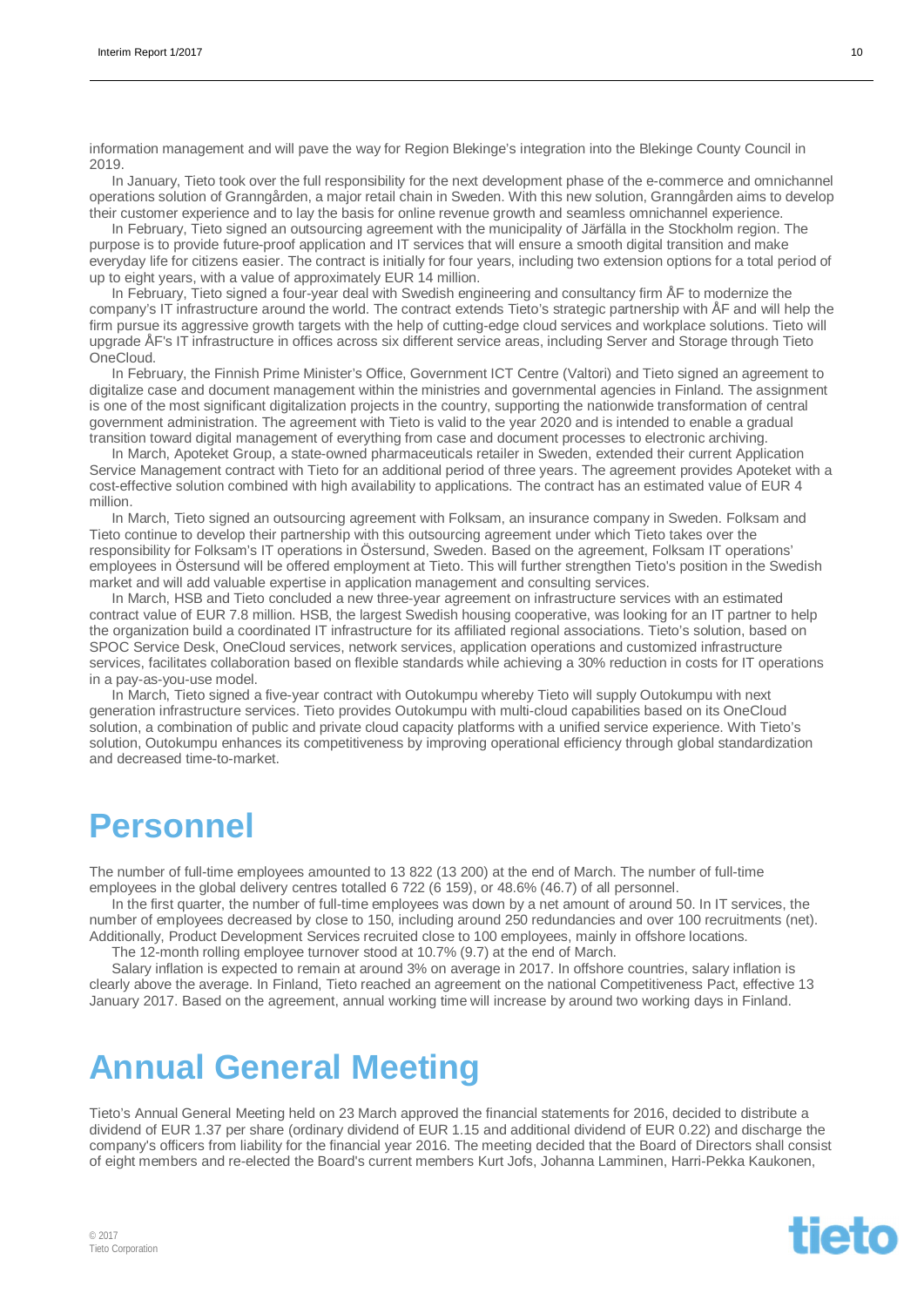information management and will pave the way for Region Blekinge's integration into the Blekinge County Council in 2019.

In January, Tieto took over the full responsibility for the next development phase of the e-commerce and omnichannel operations solution of Granngården, a major retail chain in Sweden. With this new solution, Granngården aims to develop their customer experience and to lay the basis for online revenue growth and seamless omnichannel experience.

In February, Tieto signed an outsourcing agreement with the municipality of Järfälla in the Stockholm region. The purpose is to provide future-proof application and IT services that will ensure a smooth digital transition and make everyday life for citizens easier. The contract is initially for four years, including two extension options for a total period of up to eight years, with a value of approximately EUR 14 million.

In February, Tieto signed a four-year deal with Swedish engineering and consultancy firm ÅF to modernize the company's IT infrastructure around the world. The contract extends Tieto's strategic partnership with ÅF and will help the firm pursue its aggressive growth targets with the help of cutting-edge cloud services and workplace solutions. Tieto will upgrade ÅF's IT infrastructure in offices across six different service areas, including Server and Storage through Tieto OneCloud.

In February, the Finnish Prime Minister's Office, Government ICT Centre (Valtori) and Tieto signed an agreement to digitalize case and document management within the ministries and governmental agencies in Finland. The assignment is one of the most significant digitalization projects in the country, supporting the nationwide transformation of central government administration. The agreement with Tieto is valid to the year 2020 and is intended to enable a gradual transition toward digital management of everything from case and document processes to electronic archiving.

In March, Apoteket Group, a state-owned pharmaceuticals retailer in Sweden, extended their current Application Service Management contract with Tieto for an additional period of three years. The agreement provides Apoteket with a cost-effective solution combined with high availability to applications. The contract has an estimated value of EUR 4 million.

In March, Tieto signed an outsourcing agreement with Folksam, an insurance company in Sweden. Folksam and Tieto continue to develop their partnership with this outsourcing agreement under which Tieto takes over the responsibility for Folksam's IT operations in Östersund, Sweden. Based on the agreement, Folksam IT operations' employees in Östersund will be offered employment at Tieto. This will further strengthen Tieto's position in the Swedish market and will add valuable expertise in application management and consulting services.

In March, HSB and Tieto concluded a new three-year agreement on infrastructure services with an estimated contract value of EUR 7.8 million. HSB, the largest Swedish housing cooperative, was looking for an IT partner to help the organization build a coordinated IT infrastructure for its affiliated regional associations. Tieto's solution, based on SPOC Service Desk, OneCloud services, network services, application operations and customized infrastructure services, facilitates collaboration based on flexible standards while achieving a 30% reduction in costs for IT operations in a pay-as-you-use model.

In March, Tieto signed a five-year contract with Outokumpu whereby Tieto will supply Outokumpu with next generation infrastructure services. Tieto provides Outokumpu with multi-cloud capabilities based on its OneCloud solution, a combination of public and private cloud capacity platforms with a unified service experience. With Tieto's solution, Outokumpu enhances its competitiveness by improving operational efficiency through global standardization and decreased time-to-market.

# Personnel

The number of full-time employees amounted to 13 822 (13 200) at the end of March. The number of full-time employees in the global delivery centres totalled 6 722 (6 159), or 48.6% (46.7) of all personnel.

In the first quarter, the number of full-time employees was down by a net amount of around 50. In IT services, the number of employees decreased by close to 150, including around 250 redundancies and over 100 recruitments (net). Additionally, Product Development Services recruited close to 100 employees, mainly in offshore locations.

The 12-month rolling employee turnover stood at 10.7% (9.7) at the end of March.

Salary inflation is expected to remain at around 3% on average in 2017. In offshore countries, salary inflation is clearly above the average. In Finland, Tieto reached an agreement on the national Competitiveness Pact, effective 13 January 2017. Based on the agreement, annual working time will increase by around two working days in Finland.

# Annual General Meeting

Tieto's Annual General Meeting held on 23 March approved the financial statements for 2016, decided to distribute a dividend of EUR 1.37 per share (ordinary dividend of EUR 1.15 and additional dividend of EUR 0.22) and discharge the company's officers from liability for the financial year 2016. The meeting decided that the Board of Directors shall consist of eight members and re-elected the Board's current members Kurt Jofs, Johanna Lamminen, Harri-Pekka Kaukonen,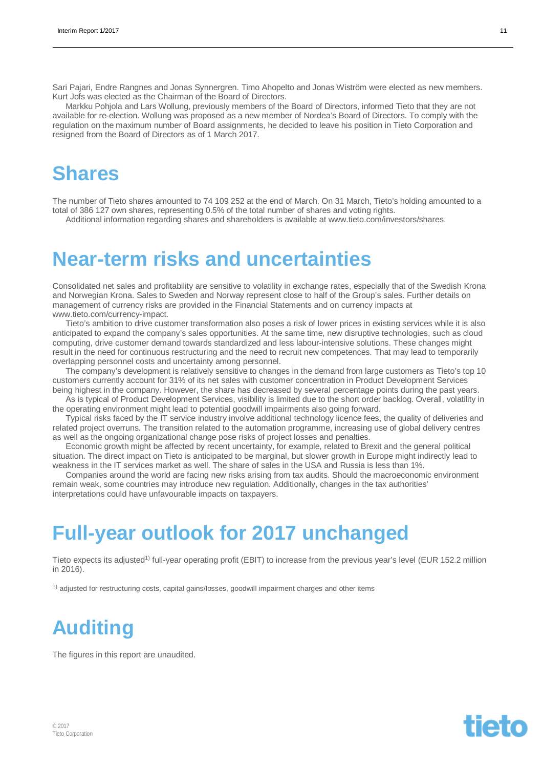Sari Pajari, Endre Rangnes and Jonas Synnergren. Timo Ahopelto and Jonas Wiström were elected as new members. Kurt Jofs was elected as the Chairman of the Board of Directors.

Markku Pohjola and Lars Wollung, previously members of the Board of Directors, informed Tieto that they are not available for re-election. Wollung was proposed as a new member of Nordea's Board of Directors. To comply with the regulation on the maximum number of Board assignments, he decided to leave his position in Tieto Corporation and resigned from the Board of Directors as of 1 March 2017.

# Shares

The number of Tieto shares amounted to 74 109 252 at the end of March. On 31 March, Tieto's holding amounted to a total of 386 127 own shares, representing 0.5% of the total number of shares and voting rights.

Additional information regarding shares and shareholders is available at www.tieto.com/investors/shares.

# Near-term risks and uncertainties

Consolidated net sales and profitability are sensitive to volatility in exchange rates, especially that of the Swedish Krona and Norwegian Krona. Sales to Sweden and Norway represent close to half of the Group's sales. Further details on management of currency risks are provided in the Financial Statements and on currency impacts at www.tieto.com/currency-impact.

Tieto's ambition to drive customer transformation also poses a risk of lower prices in existing services while it is also anticipated to expand the company's sales opportunities. At the same time, new disruptive technologies, such as cloud computing, drive customer demand towards standardized and less labour-intensive solutions. These changes might result in the need for continuous restructuring and the need to recruit new competences. That may lead to temporarily overlapping personnel costs and uncertainty among personnel.

The company's development is relatively sensitive to changes in the demand from large customers as Tieto's top 10 customers currently account for 31% of its net sales with customer concentration in Product Development Services being highest in the company. However, the share has decreased by several percentage points during the past years.

As is typical of Product Development Services, visibility is limited due to the short order backlog. Overall, volatility in the operating environment might lead to potential goodwill impairments also going forward.

Typical risks faced by the IT service industry involve additional technology licence fees, the quality of deliveries and related project overruns. The transition related to the automation programme, increasing use of global delivery centres as well as the ongoing organizational change pose risks of project losses and penalties.

Economic growth might be affected by recent uncertainty, for example, related to Brexit and the general political situation. The direct impact on Tieto is anticipated to be marginal, but slower growth in Europe might indirectly lead to weakness in the IT services market as well. The share of sales in the USA and Russia is less than 1%.

Companies around the world are facing new risks arising from tax audits. Should the macroeconomic environment remain weak, some countries may introduce new regulation. Additionally, changes in the tax authorities' interpretations could have unfavourable impacts on taxpayers.

# Full-year outlook for 2017 unchanged

Tieto expects its adjusted[1)] full-year operating profit (EBIT) to increase from the previous year's level (EUR 152.2 million in 2016).

[1)] adjusted for restructuring costs, capital gains/losses, goodwill impairment charges and other items

# Auditing

The figures in this report are unaudited.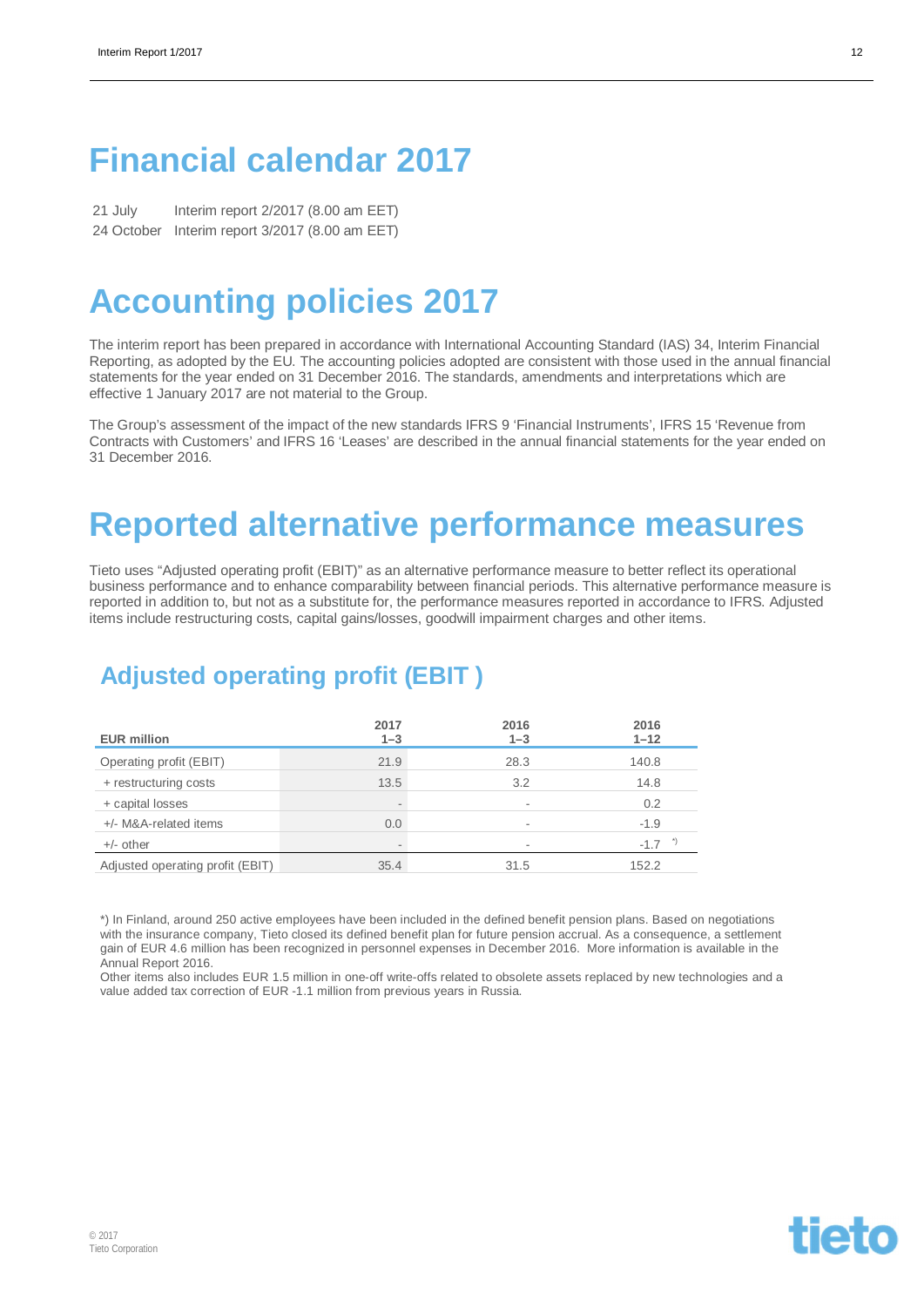# Financial calendar 2017

21 July Interim report 2/2017 (8.00 am EET)
24 October Interim report 3/2017 (8.00 am EET)

# Accounting policies 2017

The interim report has been prepared in accordance with International Accounting Standard (IAS) 34, Interim Financial Reporting, as adopted by the EU. The accounting policies adopted are consistent with those used in the annual financial statements for the year ended on 31 December 2016. The standards, amendments and interpretations which are effective 1 January 2017 are not material to the Group.

The Group's assessment of the impact of the new standards IFRS 9 'Financial Instruments', IFRS 15 'Revenue from Contracts with Customers' and IFRS 16 'Leases' are described in the annual financial statements for the year ended on 31 December 2016.

# Reported alternative performance measures

Tieto uses "Adjusted operating profit (EBIT)" as an alternative performance measure to better reflect its operational business performance and to enhance comparability between financial periods. This alternative performance measure is reported in addition to, but not as a substitute for, the performance measures reported in accordance to IFRS. Adjusted items include restructuring costs, capital gains/losses, goodwill impairment charges and other items.

## Adjusted operating profit (EBIT )

| EUR million | 2017 1–3 | 2016 1–3 | 2016 1–12 |
|---|---|---|---|
| Operating profit (EBIT) | 21.9 | 28.3 | 140.8 |
| + restructuring costs | 13.5 | 3.2 | 14.8 |
| + capital losses | - | - | 0.2 |
| +/- M&A-related items | 0.0 | - | -1.9 |
| +/- other | - | - | -1.7 *) |
| Adjusted operating profit (EBIT) | 35.4 | 31.5 | 152.2 |

*) In Finland, around 250 active employees have been included in the defined benefit pension plans. Based on negotiations with the insurance company, Tieto closed its defined benefit plan for future pension accrual. As a consequence, a settlement gain of EUR 4.6 million has been recognized in personnel expenses in December 2016. More information is available in the Annual Report 2016.
Other items also includes EUR 1.5 million in one-off write-offs related to obsolete assets replaced by new technologies and a value added tax correction of EUR -1.1 million from previous years in Russia.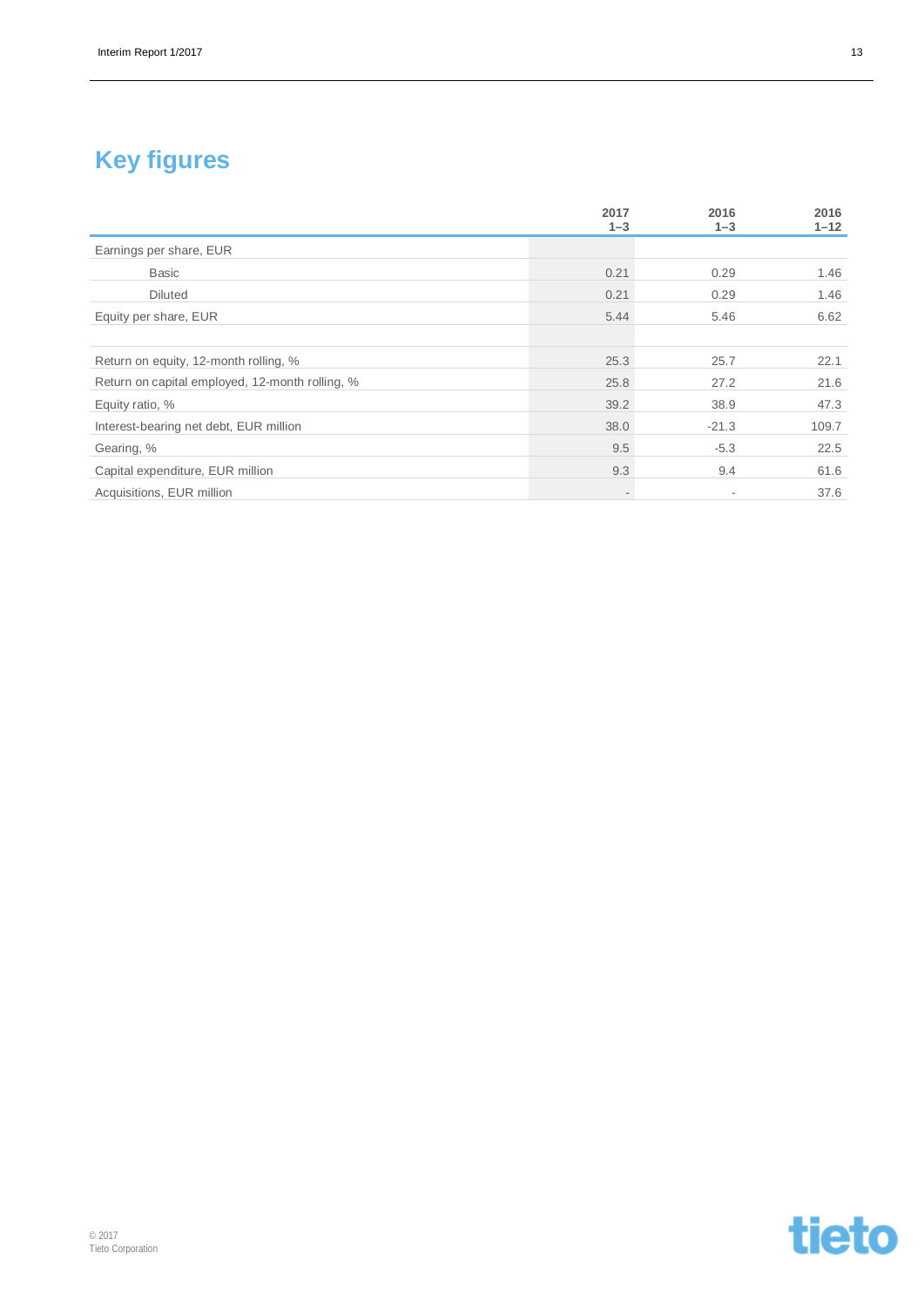# Key figures

| | 2017 1–3 | 2016 1–3 | 2016 1–12 |
|---|---|---|---|
| Earnings per share, EUR | | | |
| Basic | 0.21 | 0.29 | 1.46 |
| Diluted | 0.21 | 0.29 | 1.46 |
| Equity per share, EUR | 5.44 | 5.46 | 6.62 |
| | | | |
| Return on equity, 12-month rolling, % | 25.3 | 25.7 | 22.1 |
| Return on capital employed, 12-month rolling, % | 25.8 | 27.2 | 21.6 |
| Equity ratio, % | 39.2 | 38.9 | 47.3 |
| Interest-bearing net debt, EUR million | 38.0 | -21.3 | 109.7 |
| Gearing, % | 9.5 | -5.3 | 22.5 |
| Capital expenditure, EUR million | 9.3 | 9.4 | 61.6 |
| Acquisitions, EUR million | - | - | 37.6 |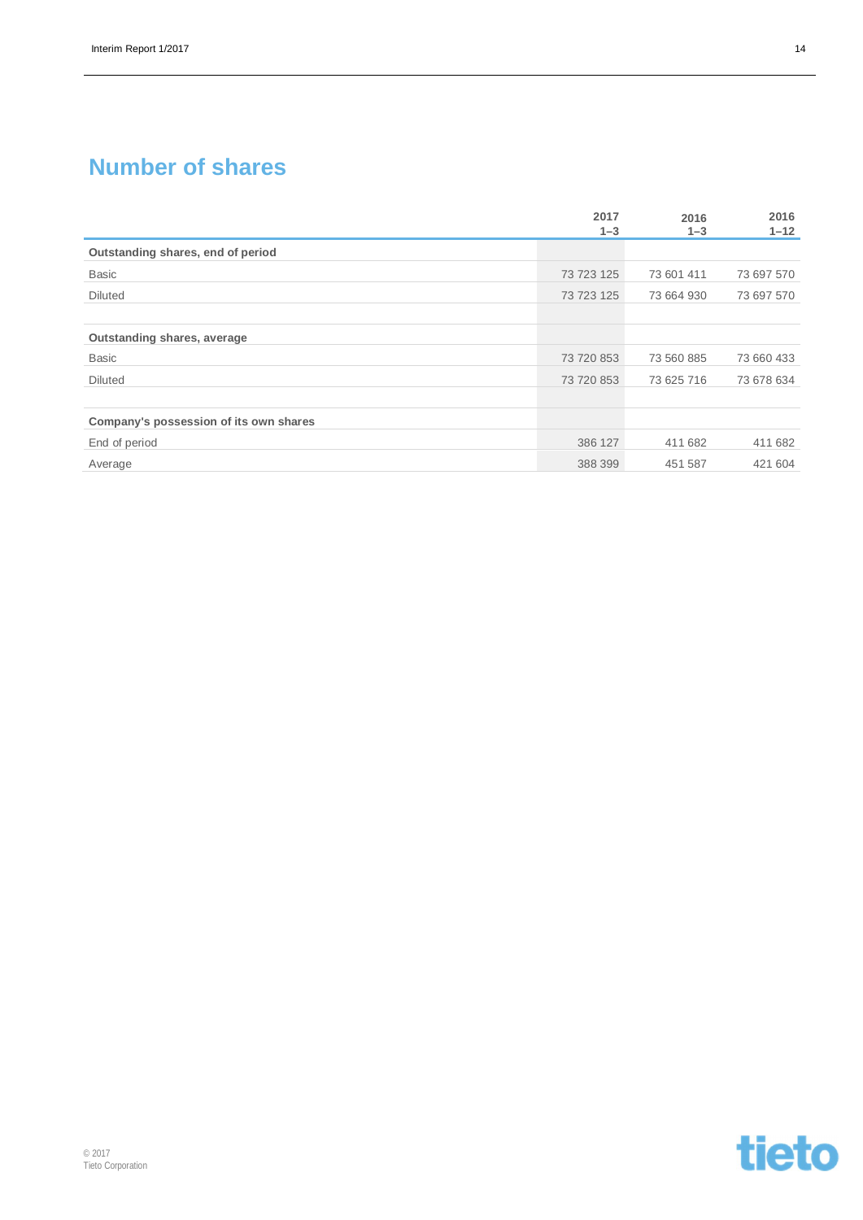## Number of shares

| | 2017 1–3 | 2016 1–3 | 2016 1–12 |
|---|---|---|---|
| **Outstanding shares, end of period** | | | |
| Basic | 73 723 125 | 73 601 411 | 73 697 570 |
| Diluted | 73 723 125 | 73 664 930 | 73 697 570 |
| | | | |
| **Outstanding shares, average** | | | |
| Basic | 73 720 853 | 73 560 885 | 73 660 433 |
| Diluted | 73 720 853 | 73 625 716 | 73 678 634 |
| | | | |
| **Company's possession of its own shares** | | | |
| End of period | 386 127 | 411 682 | 411 682 |
| Average | 388 399 | 451 587 | 421 604 |

© 2017
Tieto Corporation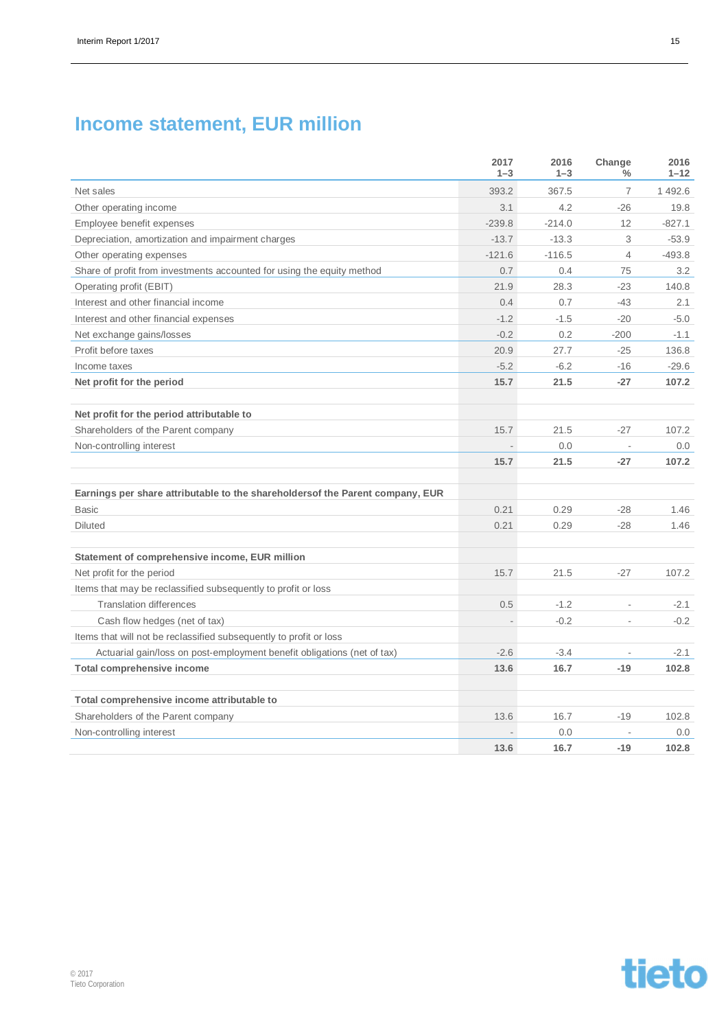# Income statement, EUR million

| | 2017 1–3 | 2016 1–3 | Change % | 2016 1–12 |
|---|---|---|---|---|
| Net sales | 393.2 | 367.5 | 7 | 1 492.6 |
| Other operating income | 3.1 | 4.2 | -26 | 19.8 |
| Employee benefit expenses | -239.8 | -214.0 | 12 | -827.1 |
| Depreciation, amortization and impairment charges | -13.7 | -13.3 | 3 | -53.9 |
| Other operating expenses | -121.6 | -116.5 | 4 | -493.8 |
| Share of profit from investments accounted for using the equity method | 0.7 | 0.4 | 75 | 3.2 |
| Operating profit (EBIT) | 21.9 | 28.3 | -23 | 140.8 |
| Interest and other financial income | 0.4 | 0.7 | -43 | 2.1 |
| Interest and other financial expenses | -1.2 | -1.5 | -20 | -5.0 |
| Net exchange gains/losses | -0.2 | 0.2 | -200 | -1.1 |
| Profit before taxes | 20.9 | 27.7 | -25 | 136.8 |
| Income taxes | -5.2 | -6.2 | -16 | -29.6 |
| **Net profit for the period** | **15.7** | **21.5** | **-27** | **107.2** |
| | | | | |
| **Net profit for the period attributable to** | | | | |
| Shareholders of the Parent company | 15.7 | 21.5 | -27 | 107.2 |
| Non-controlling interest | - | 0.0 | - | 0.0 |
| | **15.7** | **21.5** | **-27** | **107.2** |
| | | | | |
| **Earnings per share attributable to the shareholdersof the Parent company, EUR** | | | | |
| Basic | 0.21 | 0.29 | -28 | 1.46 |
| Diluted | 0.21 | 0.29 | -28 | 1.46 |
| | | | | |
| **Statement of comprehensive income, EUR million** | | | | |
| Net profit for the period | 15.7 | 21.5 | -27 | 107.2 |
| Items that may be reclassified subsequently to profit or loss | | | | |
| Translation differences | 0.5 | -1.2 | - | -2.1 |
| Cash flow hedges (net of tax) | - | -0.2 | - | -0.2 |
| Items that will not be reclassified subsequently to profit or loss | | | | |
| Actuarial gain/loss on post-employment benefit obligations (net of tax) | -2.6 | -3.4 | - | -2.1 |
| **Total comprehensive income** | **13.6** | **16.7** | **-19** | **102.8** |
| | | | | |
| **Total comprehensive income attributable to** | | | | |
| Shareholders of the Parent company | 13.6 | 16.7 | -19 | 102.8 |
| Non-controlling interest | - | 0.0 | - | 0.0 |
| | **13.6** | **16.7** | **-19** | **102.8** |

© 2017
Tieto Corporation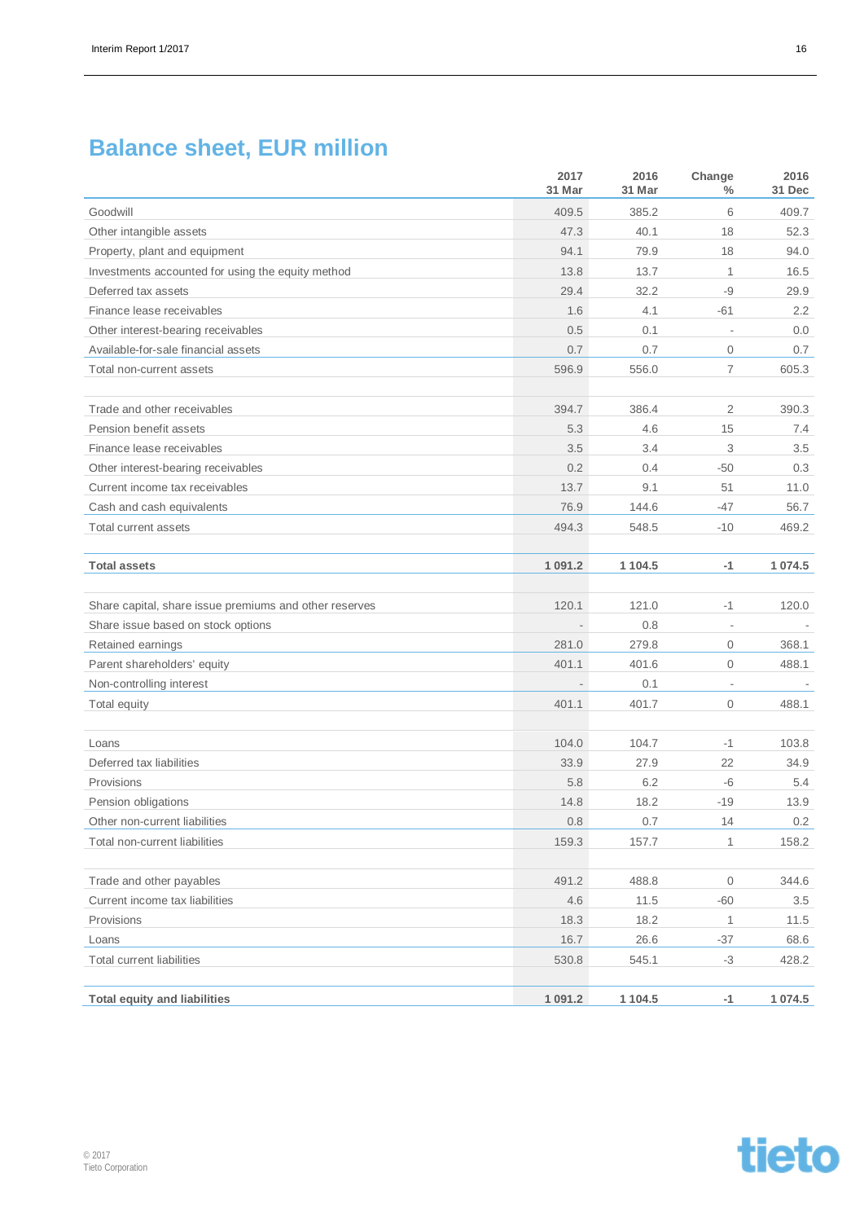# Balance sheet, EUR million

| | 2017 31 Mar | 2016 31 Mar | Change % | 2016 31 Dec |
|---|---|---|---|---|
| Goodwill | 409.5 | 385.2 | 6 | 409.7 |
| Other intangible assets | 47.3 | 40.1 | 18 | 52.3 |
| Property, plant and equipment | 94.1 | 79.9 | 18 | 94.0 |
| Investments accounted for using the equity method | 13.8 | 13.7 | 1 | 16.5 |
| Deferred tax assets | 29.4 | 32.2 | -9 | 29.9 |
| Finance lease receivables | 1.6 | 4.1 | -61 | 2.2 |
| Other interest-bearing receivables | 0.5 | 0.1 | - | 0.0 |
| Available-for-sale financial assets | 0.7 | 0.7 | 0 | 0.7 |
| Total non-current assets | 596.9 | 556.0 | 7 | 605.3 |
| | | | | |
| Trade and other receivables | 394.7 | 386.4 | 2 | 390.3 |
| Pension benefit assets | 5.3 | 4.6 | 15 | 7.4 |
| Finance lease receivables | 3.5 | 3.4 | 3 | 3.5 |
| Other interest-bearing receivables | 0.2 | 0.4 | -50 | 0.3 |
| Current income tax receivables | 13.7 | 9.1 | 51 | 11.0 |
| Cash and cash equivalents | 76.9 | 144.6 | -47 | 56.7 |
| Total current assets | 494.3 | 548.5 | -10 | 469.2 |
| | | | | |
| **Total assets** | **1 091.2** | **1 104.5** | **-1** | **1 074.5** |
| | | | | |
| Share capital, share issue premiums and other reserves | 120.1 | 121.0 | -1 | 120.0 |
| Share issue based on stock options | - | 0.8 | - | - |
| Retained earnings | 281.0 | 279.8 | 0 | 368.1 |
| Parent shareholders' equity | 401.1 | 401.6 | 0 | 488.1 |
| Non-controlling interest | - | 0.1 | - | - |
| Total equity | 401.1 | 401.7 | 0 | 488.1 |
| | | | | |
| Loans | 104.0 | 104.7 | -1 | 103.8 |
| Deferred tax liabilities | 33.9 | 27.9 | 22 | 34.9 |
| Provisions | 5.8 | 6.2 | -6 | 5.4 |
| Pension obligations | 14.8 | 18.2 | -19 | 13.9 |
| Other non-current liabilities | 0.8 | 0.7 | 14 | 0.2 |
| Total non-current liabilities | 159.3 | 157.7 | 1 | 158.2 |
| | | | | |
| Trade and other payables | 491.2 | 488.8 | 0 | 344.6 |
| Current income tax liabilities | 4.6 | 11.5 | -60 | 3.5 |
| Provisions | 18.3 | 18.2 | 1 | 11.5 |
| Loans | 16.7 | 26.6 | -37 | 68.6 |
| Total current liabilities | 530.8 | 545.1 | -3 | 428.2 |
| | | | | |
| **Total equity and liabilities** | **1 091.2** | **1 104.5** | **-1** | **1 074.5** |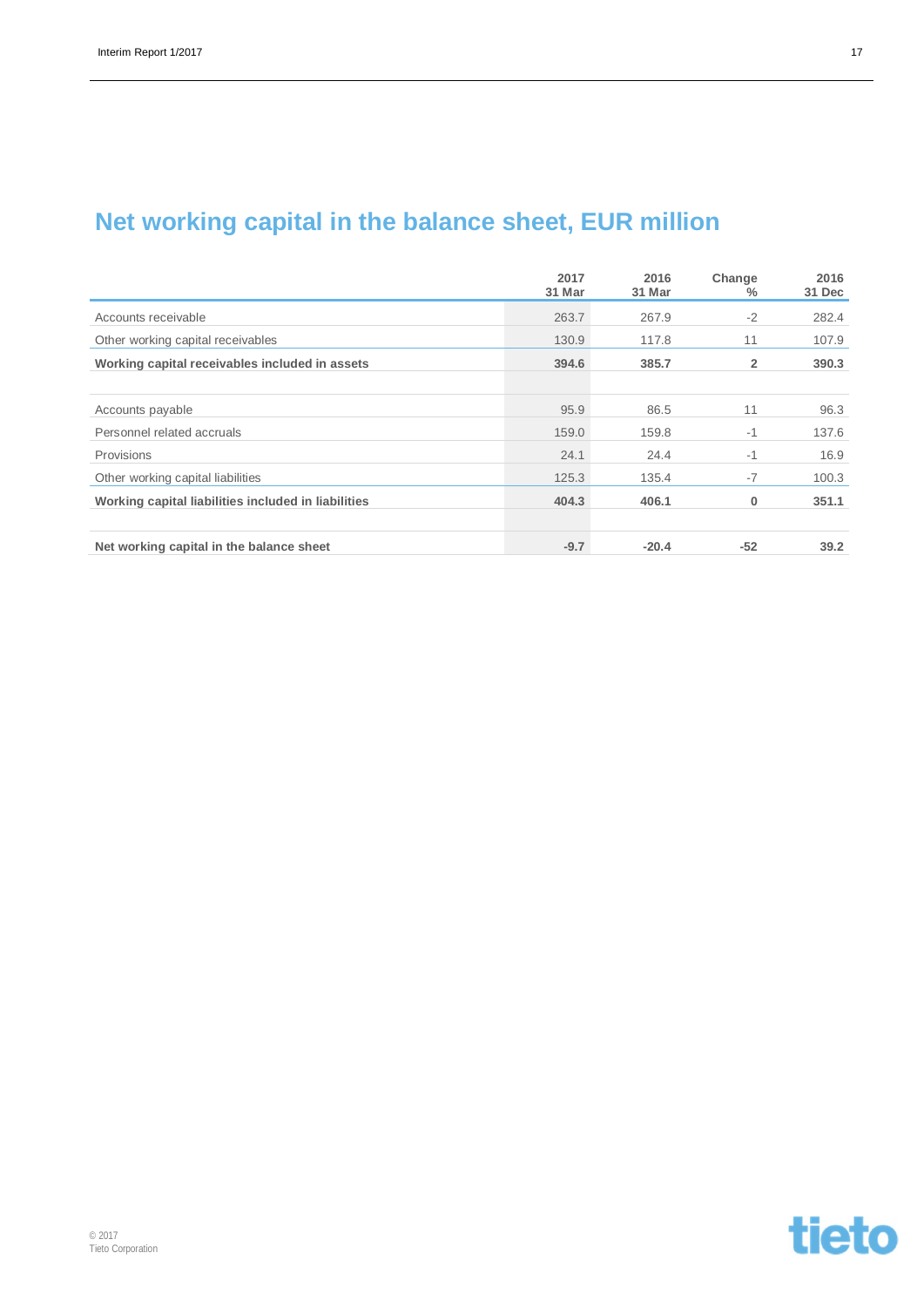# Net working capital in the balance sheet, EUR million

| | 2017 31 Mar | 2016 31 Mar | Change % | 2016 31 Dec |
|---|---|---|---|---|
| Accounts receivable | 263.7 | 267.9 | -2 | 282.4 |
| Other working capital receivables | 130.9 | 117.8 | 11 | 107.9 |
| **Working capital receivables included in assets** | **394.6** | **385.7** | **2** | **390.3** |
| | | | | |
| Accounts payable | 95.9 | 86.5 | 11 | 96.3 |
| Personnel related accruals | 159.0 | 159.8 | -1 | 137.6 |
| Provisions | 24.1 | 24.4 | -1 | 16.9 |
| Other working capital liabilities | 125.3 | 135.4 | -7 | 100.3 |
| **Working capital liabilities included in liabilities** | **404.3** | **406.1** | **0** | **351.1** |
| | | | | |
| **Net working capital in the balance sheet** | **-9.7** | **-20.4** | **-52** | **39.2** |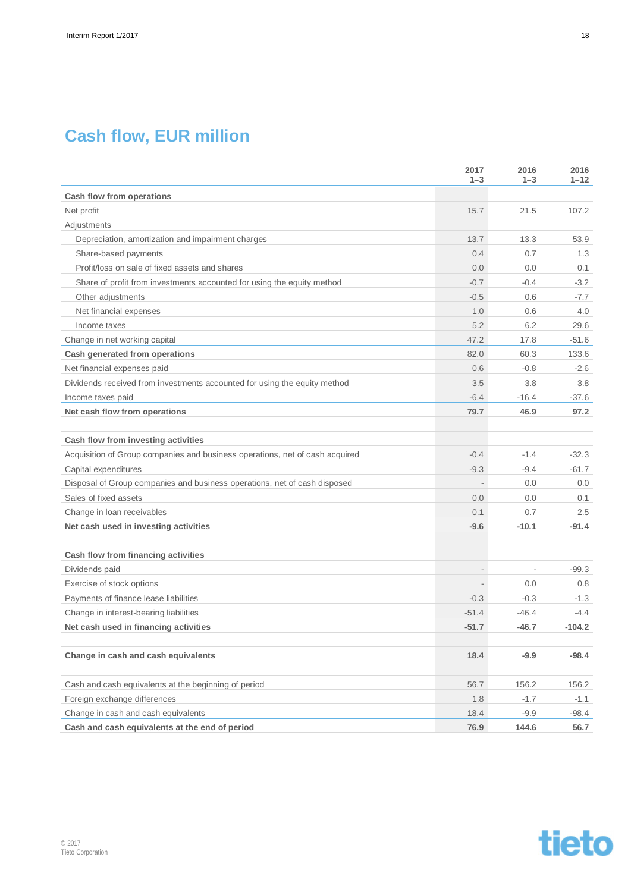## Cash flow, EUR million

| | 2017 1–3 | 2016 1–3 | 2016 1–12 |
|---|---|---|---|
| **Cash flow from operations** | | | |
| Net profit | 15.7 | 21.5 | 107.2 |
| Adjustments | | | |
| Depreciation, amortization and impairment charges | 13.7 | 13.3 | 53.9 |
| Share-based payments | 0.4 | 0.7 | 1.3 |
| Profit/loss on sale of fixed assets and shares | 0.0 | 0.0 | 0.1 |
| Share of profit from investments accounted for using the equity method | -0.7 | -0.4 | -3.2 |
| Other adjustments | -0.5 | 0.6 | -7.7 |
| Net financial expenses | 1.0 | 0.6 | 4.0 |
| Income taxes | 5.2 | 6.2 | 29.6 |
| Change in net working capital | 47.2 | 17.8 | -51.6 |
| **Cash generated from operations** | 82.0 | 60.3 | 133.6 |
| Net financial expenses paid | 0.6 | -0.8 | -2.6 |
| Dividends received from investments accounted for using the equity method | 3.5 | 3.8 | 3.8 |
| Income taxes paid | -6.4 | -16.4 | -37.6 |
| **Net cash flow from operations** | **79.7** | **46.9** | **97.2** |
| | | | |
| **Cash flow from investing activities** | | | |
| Acquisition of Group companies and business operations, net of cash acquired | -0.4 | -1.4 | -32.3 |
| Capital expenditures | -9.3 | -9.4 | -61.7 |
| Disposal of Group companies and business operations, net of cash disposed | - | 0.0 | 0.0 |
| Sales of fixed assets | 0.0 | 0.0 | 0.1 |
| Change in loan receivables | 0.1 | 0.7 | 2.5 |
| **Net cash used in investing activities** | **-9.6** | **-10.1** | **-91.4** |
| | | | |
| **Cash flow from financing activities** | | | |
| Dividends paid | - | - | -99.3 |
| Exercise of stock options | - | 0.0 | 0.8 |
| Payments of finance lease liabilities | -0.3 | -0.3 | -1.3 |
| Change in interest-bearing liabilities | -51.4 | -46.4 | -4.4 |
| **Net cash used in financing activities** | **-51.7** | **-46.7** | **-104.2** |
| | | | |
| **Change in cash and cash equivalents** | **18.4** | **-9.9** | **-98.4** |
| | | | |
| Cash and cash equivalents at the beginning of period | 56.7 | 156.2 | 156.2 |
| Foreign exchange differences | 1.8 | -1.7 | -1.1 |
| Change in cash and cash equivalents | 18.4 | -9.9 | -98.4 |
| **Cash and cash equivalents at the end of period** | **76.9** | **144.6** | **56.7** |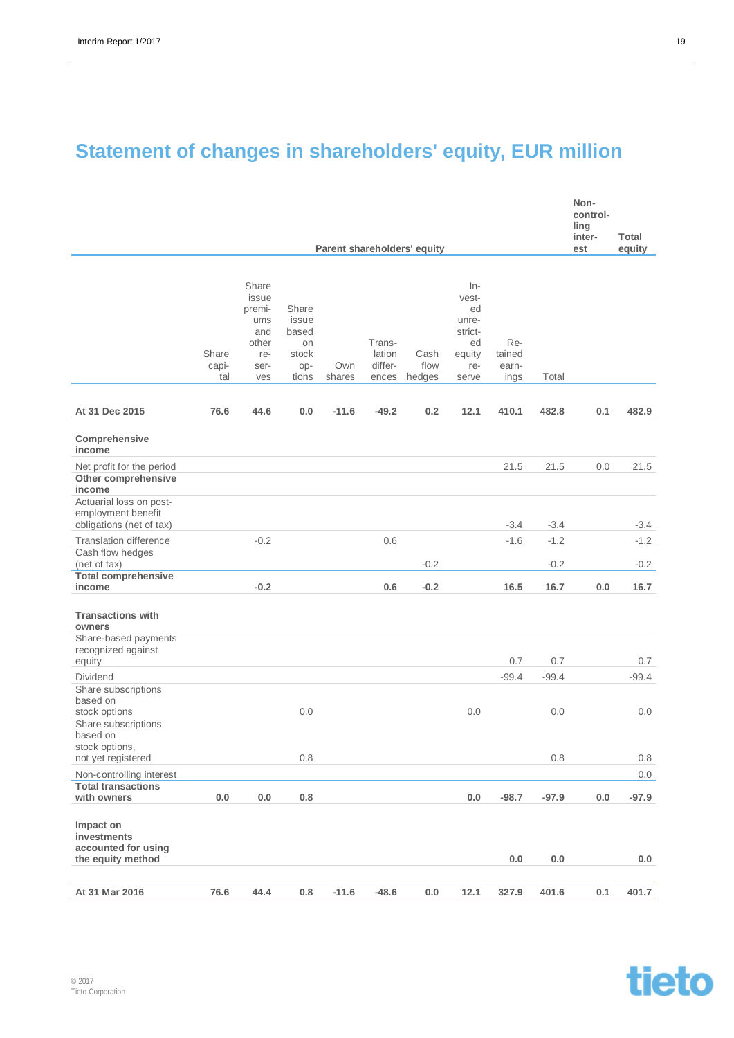# Statement of changes in shareholders' equity, EUR million

| | Parent shareholders' equity | | | | | | | | | Non-controlling interest | Total equity |
|---|---|---|---|---|---|---|---|---|---|---|---|
| | Share capital | Share issue premiums and other reserves | Share issue based on stock options | Own shares | Translation differences | Cash flow hedges | Invested unrestricted equity reserve | Retained earnings | Total | | |
| **At 31 Dec 2015** | **76.6** | **44.6** | **0.0** | **-11.6** | **-49.2** | **0.2** | **12.1** | **410.1** | **482.8** | **0.1** | **482.9** |
| **Comprehensive income** | | | | | | | | | | | |
| Net profit for the period | | | | | | | | 21.5 | 21.5 | 0.0 | 21.5 |
| **Other comprehensive income** | | | | | | | | | | | |
| Actuarial loss on post-employment benefit obligations (net of tax) | | | | | | | | -3.4 | -3.4 | | -3.4 |
| Translation difference | | -0.2 | | | 0.6 | | | -1.6 | -1.2 | | -1.2 |
| Cash flow hedges (net of tax) | | | | | | -0.2 | | | -0.2 | | -0.2 |
| **Total comprehensive income** | | **-0.2** | | | **0.6** | **-0.2** | | **16.5** | **16.7** | **0.0** | **16.7** |
| **Transactions with owners** | | | | | | | | | | | |
| Share-based payments recognized against equity | | | | | | | | 0.7 | 0.7 | | 0.7 |
| Dividend | | | | | | | | -99.4 | -99.4 | | -99.4 |
| Share subscriptions based on stock options | | | 0.0 | | | | 0.0 | | 0.0 | | 0.0 |
| Share subscriptions based on stock options, not yet registered | | | 0.8 | | | | | | 0.8 | | 0.8 |
| Non-controlling interest | | | | | | | | | | | 0.0 |
| **Total transactions with owners** | **0.0** | **0.0** | **0.8** | | | | **0.0** | **-98.7** | **-97.9** | **0.0** | **-97.9** |
| **Impact on investments accounted for using the equity method** | | | | | | | | **0.0** | **0.0** | | **0.0** |
| **At 31 Mar 2016** | **76.6** | **44.4** | **0.8** | **-11.6** | **-48.6** | **0.0** | **12.1** | **327.9** | **401.6** | **0.1** | **401.7** |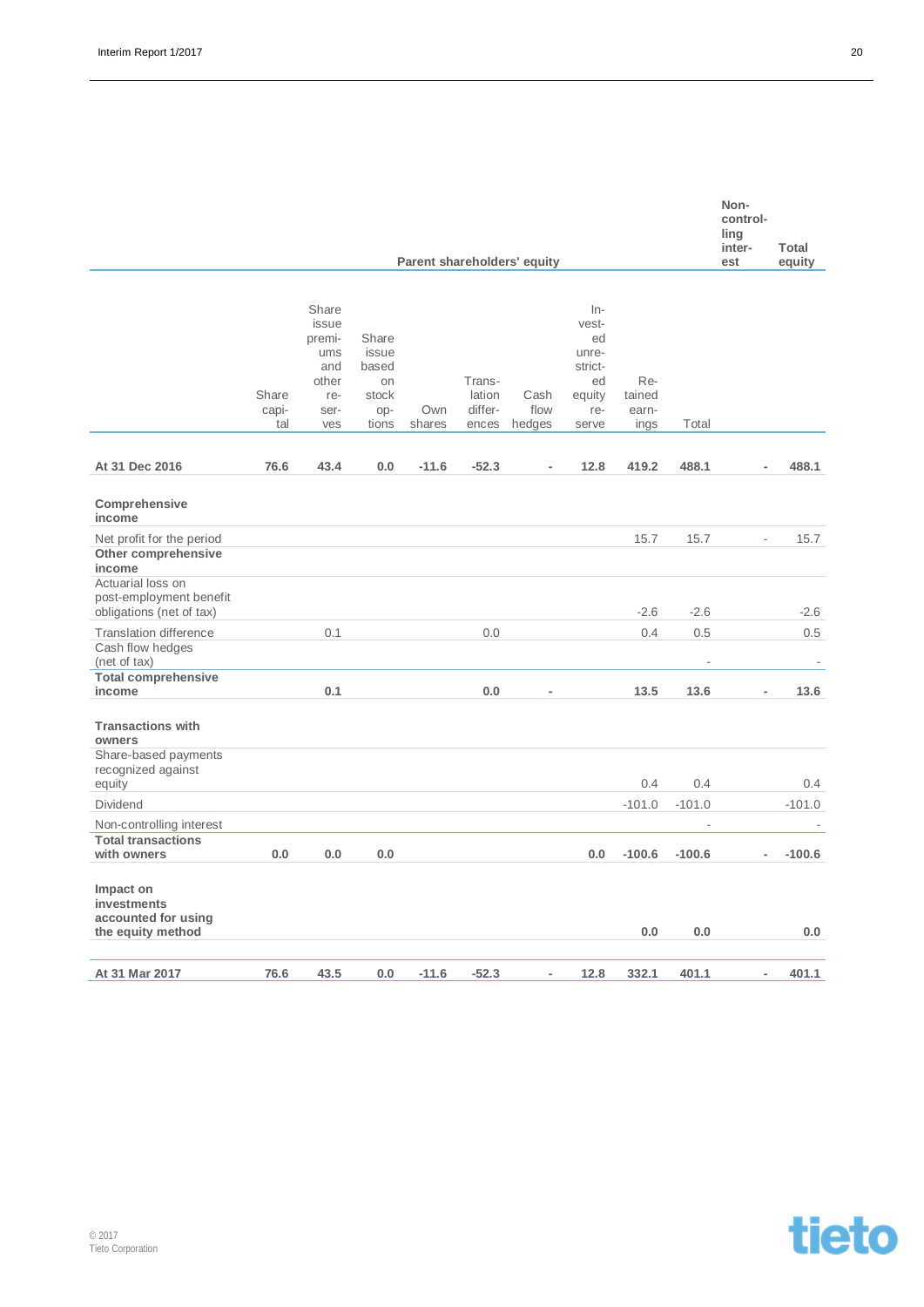| | Parent shareholders' equity | | | | | | | | | Non-controlling interest | Total equity |
|---|---|---|---|---|---|---|---|---|---|---|---|
| | Share capital | Share issue premiums and other reserves | Share issue based on stock options | Own shares | Translation differences | Cash flow hedges | Invested unrestricted equity reserve | Retained earnings | Total | | |
| **At 31 Dec 2016** | **76.6** | **43.4** | **0.0** | **-11.6** | **-52.3** | **-** | **12.8** | **419.2** | **488.1** | **-** | **488.1** |
| **Comprehensive income** | | | | | | | | | | | |
| Net profit for the period | | | | | | | | 15.7 | 15.7 | - | 15.7 |
| **Other comprehensive income** | | | | | | | | | | | |
| Actuarial loss on post-employment benefit obligations (net of tax) | | | | | | | | -2.6 | -2.6 | | -2.6 |
| Translation difference | | 0.1 | | | 0.0 | | | 0.4 | 0.5 | | 0.5 |
| Cash flow hedges (net of tax) | | | | | | | | | - | | - |
| **Total comprehensive income** | | **0.1** | | | **0.0** | **-** | | **13.5** | **13.6** | **-** | **13.6** |
| **Transactions with owners** | | | | | | | | | | | |
| Share-based payments recognized against equity | | | | | | | | 0.4 | 0.4 | | 0.4 |
| Dividend | | | | | | | | -101.0 | -101.0 | | -101.0 |
| Non-controlling interest | | | | | | | | | - | | - |
| **Total transactions with owners** | **0.0** | **0.0** | **0.0** | | | | **0.0** | **-100.6** | **-100.6** | **-** | **-100.6** |
| **Impact on investments accounted for using the equity method** | | | | | | | | **0.0** | **0.0** | | **0.0** |
| **At 31 Mar 2017** | **76.6** | **43.5** | **0.0** | **-11.6** | **-52.3** | **-** | **12.8** | **332.1** | **401.1** | **-** | **401.1** |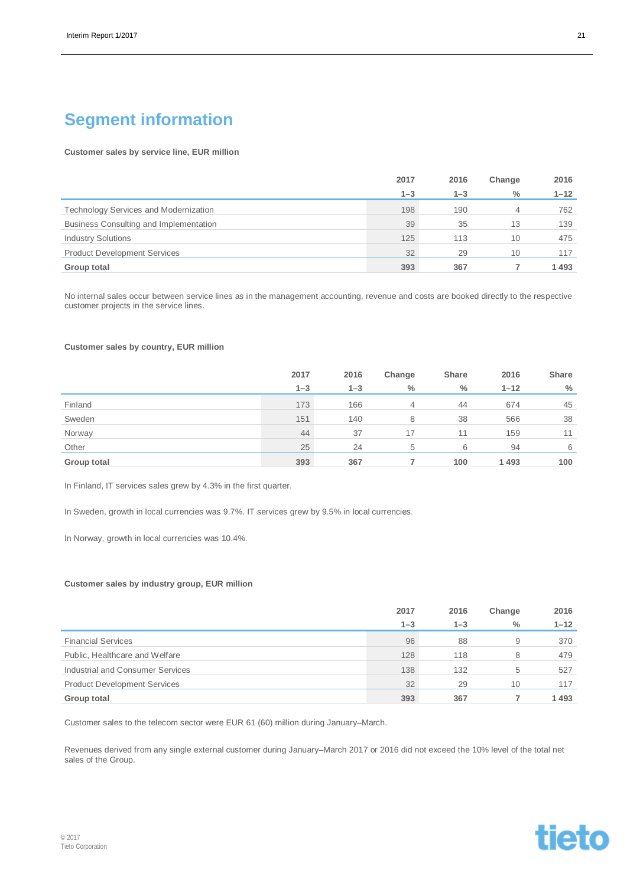# Segment information

**Customer sales by service line, EUR million**

| | 2017 1–3 | 2016 1–3 | Change % | 2016 1–12 |
|---|---|---|---|---|
| Technology Services and Modernization | 198 | 190 | 4 | 762 |
| Business Consulting and Implementation | 39 | 35 | 13 | 139 |
| Industry Solutions | 125 | 113 | 10 | 475 |
| Product Development Services | 32 | 29 | 10 | 117 |
| **Group total** | **393** | **367** | **7** | **1 493** |

No internal sales occur between service lines as in the management accounting, revenue and costs are booked directly to the respective customer projects in the service lines.

**Customer sales by country, EUR million**

| | 2017 1–3 | 2016 1–3 | Change % | Share % | 2016 1–12 | Share % |
|---|---|---|---|---|---|---|
| Finland | 173 | 166 | 4 | 44 | 674 | 45 |
| Sweden | 151 | 140 | 8 | 38 | 566 | 38 |
| Norway | 44 | 37 | 17 | 11 | 159 | 11 |
| Other | 25 | 24 | 5 | 6 | 94 | 6 |
| **Group total** | **393** | **367** | **7** | **100** | **1 493** | **100** |

In Finland, IT services sales grew by 4.3% in the first quarter.

In Sweden, growth in local currencies was 9.7%. IT services grew by 9.5% in local currencies.

In Norway, growth in local currencies was 10.4%.

**Customer sales by industry group, EUR million**

| | 2017 1–3 | 2016 1–3 | Change % | 2016 1–12 |
|---|---|---|---|---|
| Financial Services | 96 | 88 | 9 | 370 |
| Public, Healthcare and Welfare | 128 | 118 | 8 | 479 |
| Industrial and Consumer Services | 138 | 132 | 5 | 527 |
| Product Development Services | 32 | 29 | 10 | 117 |
| **Group total** | **393** | **367** | **7** | **1 493** |

Customer sales to the telecom sector were EUR 61 (60) million during January–March.

Revenues derived from any single external customer during January–March 2017 or 2016 did not exceed the 10% level of the total net sales of the Group.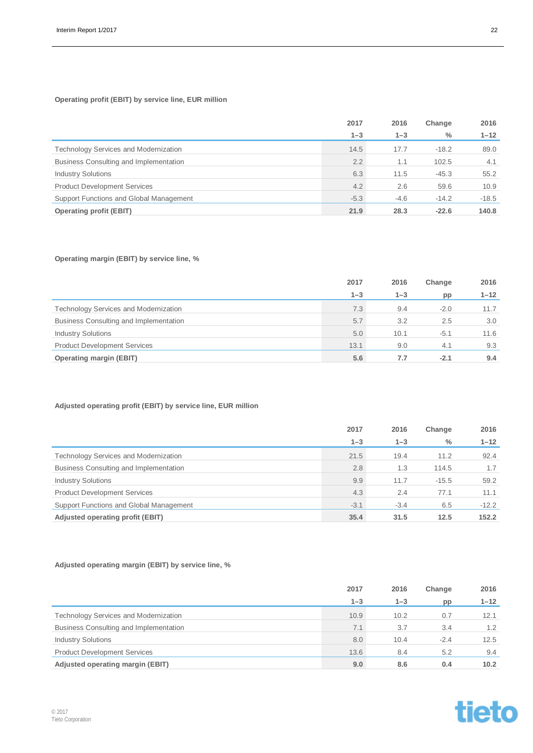**Operating profit (EBIT) by service line, EUR million**

| | 2017 1–3 | 2016 1–3 | Change % | 2016 1–12 |
|---|---|---|---|---|
| Technology Services and Modernization | 14.5 | 17.7 | -18.2 | 89.0 |
| Business Consulting and Implementation | 2.2 | 1.1 | 102.5 | 4.1 |
| Industry Solutions | 6.3 | 11.5 | -45.3 | 55.2 |
| Product Development Services | 4.2 | 2.6 | 59.6 | 10.9 |
| Support Functions and Global Management | -5.3 | -4.6 | -14.2 | -18.5 |
| **Operating profit (EBIT)** | **21.9** | **28.3** | **-22.6** | **140.8** |

**Operating margin (EBIT) by service line, %**

| | 2017 1–3 | 2016 1–3 | Change pp | 2016 1–12 |
|---|---|---|---|---|
| Technology Services and Modernization | 7.3 | 9.4 | -2.0 | 11.7 |
| Business Consulting and Implementation | 5.7 | 3.2 | 2.5 | 3.0 |
| Industry Solutions | 5.0 | 10.1 | -5.1 | 11.6 |
| Product Development Services | 13.1 | 9.0 | 4.1 | 9.3 |
| **Operating margin (EBIT)** | **5.6** | **7.7** | **-2.1** | **9.4** |

**Adjusted operating profit (EBIT) by service line, EUR million**

| | 2017 1–3 | 2016 1–3 | Change % | 2016 1–12 |
|---|---|---|---|---|
| Technology Services and Modernization | 21.5 | 19.4 | 11.2 | 92.4 |
| Business Consulting and Implementation | 2.8 | 1.3 | 114.5 | 1.7 |
| Industry Solutions | 9.9 | 11.7 | -15.5 | 59.2 |
| Product Development Services | 4.3 | 2.4 | 77.1 | 11.1 |
| Support Functions and Global Management | -3.1 | -3.4 | 6.5 | -12.2 |
| **Adjusted operating profit (EBIT)** | **35.4** | **31.5** | **12.5** | **152.2** |

**Adjusted operating margin (EBIT) by service line, %**

| | 2017 1–3 | 2016 1–3 | Change pp | 2016 1–12 |
|---|---|---|---|---|
| Technology Services and Modernization | 10.9 | 10.2 | 0.7 | 12.1 |
| Business Consulting and Implementation | 7.1 | 3.7 | 3.4 | 1.2 |
| Industry Solutions | 8.0 | 10.4 | -2.4 | 12.5 |
| Product Development Services | 13.6 | 8.4 | 5.2 | 9.4 |
| **Adjusted operating margin (EBIT)** | **9.0** | **8.6** | **0.4** | **10.2** |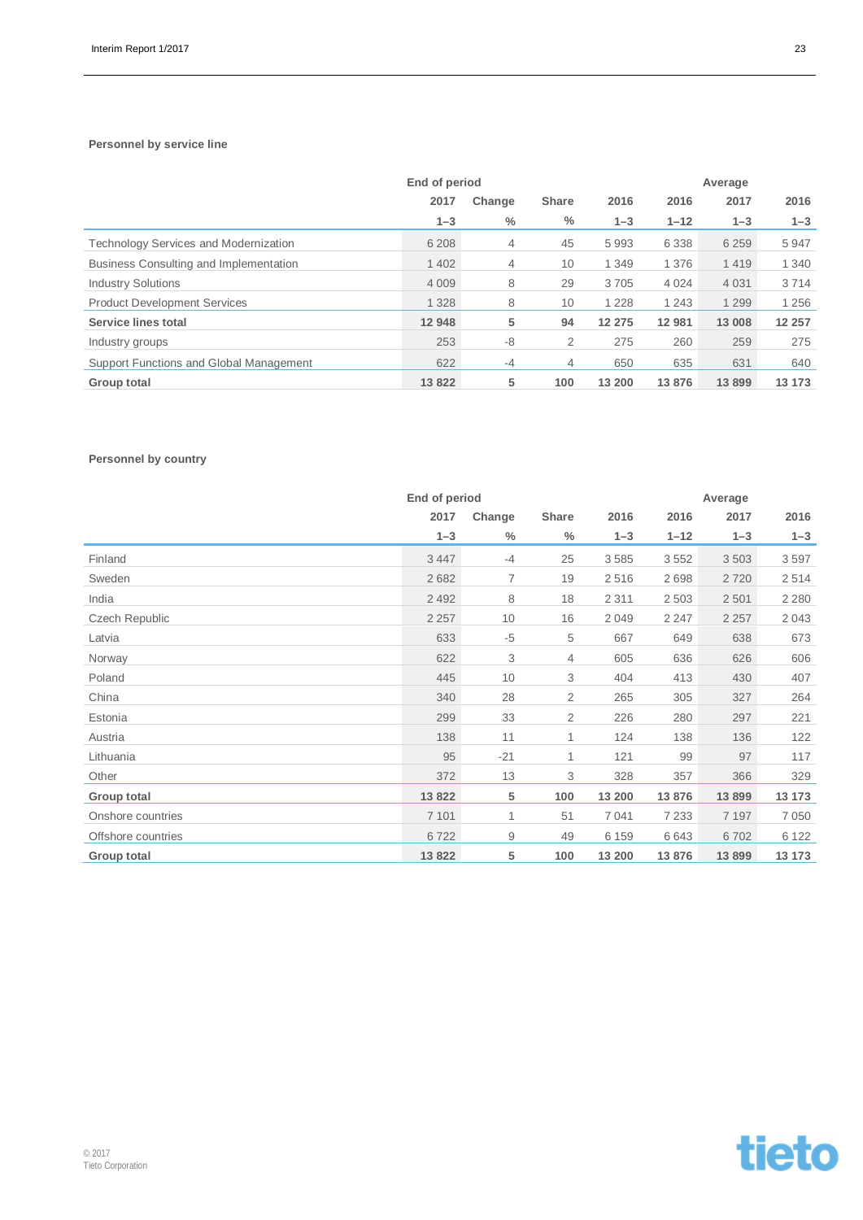### Personnel by service line

| | End of period | | | | | Average | |
|---|---|---|---|---|---|---|---|
| | 2017 | Change | Share | 2016 | 2016 | 2017 | 2016 |
| | 1–3 | % | % | 1–3 | 1–12 | 1–3 | 1–3 |
| Technology Services and Modernization | 6 208 | 4 | 45 | 5 993 | 6 338 | 6 259 | 5 947 |
| Business Consulting and Implementation | 1 402 | 4 | 10 | 1 349 | 1 376 | 1 419 | 1 340 |
| Industry Solutions | 4 009 | 8 | 29 | 3 705 | 4 024 | 4 031 | 3 714 |
| Product Development Services | 1 328 | 8 | 10 | 1 228 | 1 243 | 1 299 | 1 256 |
| **Service lines total** | **12 948** | **5** | **94** | **12 275** | **12 981** | **13 008** | **12 257** |
| Industry groups | 253 | -8 | 2 | 275 | 260 | 259 | 275 |
| Support Functions and Global Management | 622 | -4 | 4 | 650 | 635 | 631 | 640 |
| **Group total** | **13 822** | **5** | **100** | **13 200** | **13 876** | **13 899** | **13 173** |

### Personnel by country

| | End of period | | | | | Average | |
|---|---|---|---|---|---|---|---|
| | 2017 | Change | Share | 2016 | 2016 | 2017 | 2016 |
| | 1–3 | % | % | 1–3 | 1–12 | 1–3 | 1–3 |
| Finland | 3 447 | -4 | 25 | 3 585 | 3 552 | 3 503 | 3 597 |
| Sweden | 2 682 | 7 | 19 | 2 516 | 2 698 | 2 720 | 2 514 |
| India | 2 492 | 8 | 18 | 2 311 | 2 503 | 2 501 | 2 280 |
| Czech Republic | 2 257 | 10 | 16 | 2 049 | 2 247 | 2 257 | 2 043 |
| Latvia | 633 | -5 | 5 | 667 | 649 | 638 | 673 |
| Norway | 622 | 3 | 4 | 605 | 636 | 626 | 606 |
| Poland | 445 | 10 | 3 | 404 | 413 | 430 | 407 |
| China | 340 | 28 | 2 | 265 | 305 | 327 | 264 |
| Estonia | 299 | 33 | 2 | 226 | 280 | 297 | 221 |
| Austria | 138 | 11 | 1 | 124 | 138 | 136 | 122 |
| Lithuania | 95 | -21 | 1 | 121 | 99 | 97 | 117 |
| Other | 372 | 13 | 3 | 328 | 357 | 366 | 329 |
| **Group total** | **13 822** | **5** | **100** | **13 200** | **13 876** | **13 899** | **13 173** |
| Onshore countries | 7 101 | 1 | 51 | 7 041 | 7 233 | 7 197 | 7 050 |
| Offshore countries | 6 722 | 9 | 49 | 6 159 | 6 643 | 6 702 | 6 122 |
| **Group total** | **13 822** | **5** | **100** | **13 200** | **13 876** | **13 899** | **13 173** |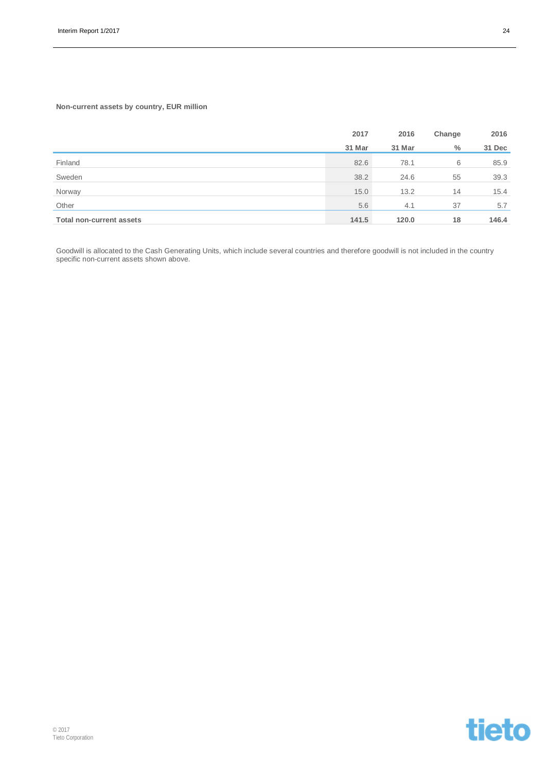**Non-current assets by country, EUR million**

| | 2017 | 2016 | Change | 2016 |
|---|---|---|---|---|
| | **31 Mar** | **31 Mar** | **%** | **31 Dec** |
| Finland | 82.6 | 78.1 | 6 | 85.9 |
| Sweden | 38.2 | 24.6 | 55 | 39.3 |
| Norway | 15.0 | 13.2 | 14 | 15.4 |
| Other | 5.6 | 4.1 | 37 | 5.7 |
| **Total non-current assets** | **141.5** | **120.0** | **18** | **146.4** |

Goodwill is allocated to the Cash Generating Units, which include several countries and therefore goodwill is not included in the country specific non-current assets shown above.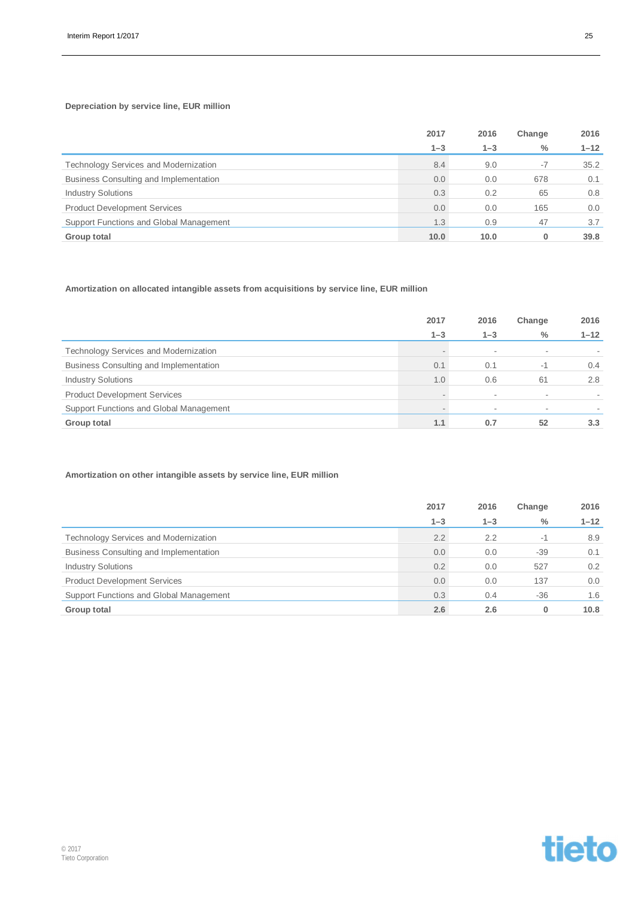**Depreciation by service line, EUR million**

| | 2017 1–3 | 2016 1–3 | Change % | 2016 1–12 |
|---|---|---|---|---|
| Technology Services and Modernization | 8.4 | 9.0 | -7 | 35.2 |
| Business Consulting and Implementation | 0.0 | 0.0 | 678 | 0.1 |
| Industry Solutions | 0.3 | 0.2 | 65 | 0.8 |
| Product Development Services | 0.0 | 0.0 | 165 | 0.0 |
| Support Functions and Global Management | 1.3 | 0.9 | 47 | 3.7 |
| **Group total** | **10.0** | **10.0** | **0** | **39.8** |

**Amortization on allocated intangible assets from acquisitions by service line, EUR million**

| | 2017 1–3 | 2016 1–3 | Change % | 2016 1–12 |
|---|---|---|---|---|
| Technology Services and Modernization | - | - | - | - |
| Business Consulting and Implementation | 0.1 | 0.1 | -1 | 0.4 |
| Industry Solutions | 1.0 | 0.6 | 61 | 2.8 |
| Product Development Services | - | - | - | - |
| Support Functions and Global Management | - | - | - | - |
| **Group total** | **1.1** | **0.7** | **52** | **3.3** |

**Amortization on other intangible assets by service line, EUR million**

| | 2017 1–3 | 2016 1–3 | Change % | 2016 1–12 |
|---|---|---|---|---|
| Technology Services and Modernization | 2.2 | 2.2 | -1 | 8.9 |
| Business Consulting and Implementation | 0.0 | 0.0 | -39 | 0.1 |
| Industry Solutions | 0.2 | 0.0 | 527 | 0.2 |
| Product Development Services | 0.0 | 0.0 | 137 | 0.0 |
| Support Functions and Global Management | 0.3 | 0.4 | -36 | 1.6 |
| **Group total** | **2.6** | **2.6** | **0** | **10.8** |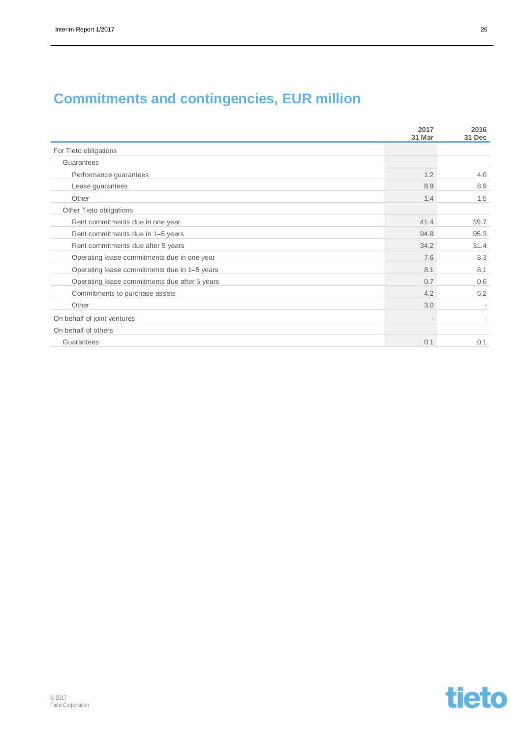# Commitments and contingencies, EUR million

| | 2017 31 Mar | 2016 31 Dec |
|---|---|---|
| For Tieto obligations | | |
| Guarantees | | |
| Performance guarantees | 1.2 | 4.0 |
| Lease guarantees | 8.9 | 8.9 |
| Other | 1.4 | 1.5 |
| Other Tieto obligations | | |
| Rent commitments due in one year | 41.4 | 39.7 |
| Rent commitments due in 1–5 years | 94.8 | 95.3 |
| Rent commitments due after 5 years | 34.2 | 31.4 |
| Operating lease commitments due in one year | 7.6 | 8.3 |
| Operating lease commitments due in 1–5 years | 8.1 | 8.1 |
| Operating lease commitments due after 5 years | 0.7 | 0.6 |
| Commitments to purchase assets | 4.2 | 6.2 |
| Other | 3.0 | - |
| On behalf of joint ventures | - | - |
| On behalf of others | | |
| Guarantees | 0.1 | 0.1 |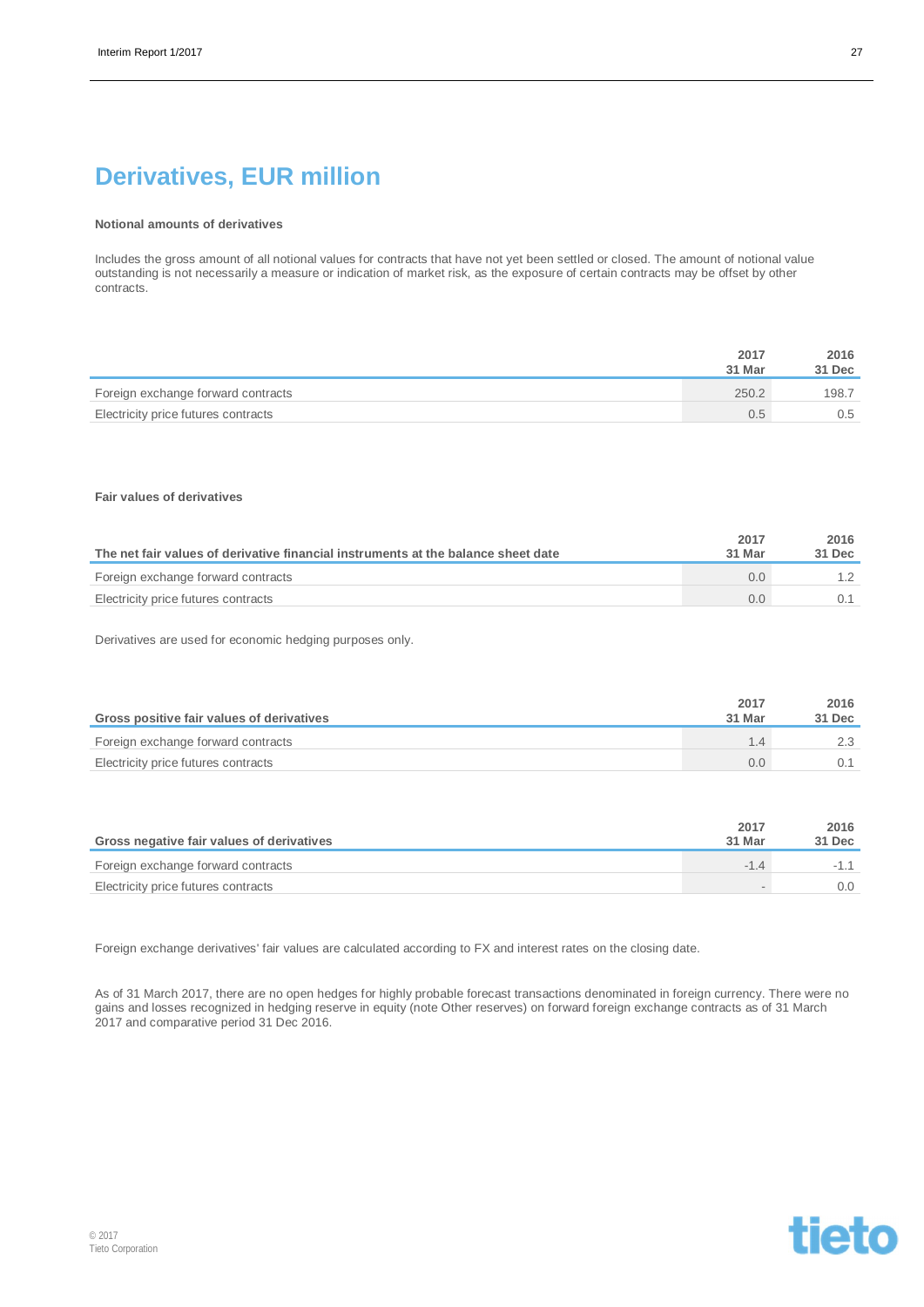# Derivatives, EUR million

**Notional amounts of derivatives**

Includes the gross amount of all notional values for contracts that have not yet been settled or closed. The amount of notional value outstanding is not necessarily a measure or indication of market risk, as the exposure of certain contracts may be offset by other contracts.

| | 2017 31 Mar | 2016 31 Dec |
|---|---|---|
| Foreign exchange forward contracts | 250.2 | 198.7 |
| Electricity price futures contracts | 0.5 | 0.5 |

**Fair values of derivatives**

| The net fair values of derivative financial instruments at the balance sheet date | 2017 31 Mar | 2016 31 Dec |
|---|---|---|
| Foreign exchange forward contracts | 0.0 | 1.2 |
| Electricity price futures contracts | 0.0 | 0.1 |

Derivatives are used for economic hedging purposes only.

| Gross positive fair values of derivatives | 2017 31 Mar | 2016 31 Dec |
|---|---|---|
| Foreign exchange forward contracts | 1.4 | 2.3 |
| Electricity price futures contracts | 0.0 | 0.1 |

| Gross negative fair values of derivatives | 2017 31 Mar | 2016 31 Dec |
|---|---|---|
| Foreign exchange forward contracts | -1.4 | -1.1 |
| Electricity price futures contracts | - | 0.0 |

Foreign exchange derivatives' fair values are calculated according to FX and interest rates on the closing date.

As of 31 March 2017, there are no open hedges for highly probable forecast transactions denominated in foreign currency. There were no gains and losses recognized in hedging reserve in equity (note Other reserves) on forward foreign exchange contracts as of 31 March 2017 and comparative period 31 Dec 2016.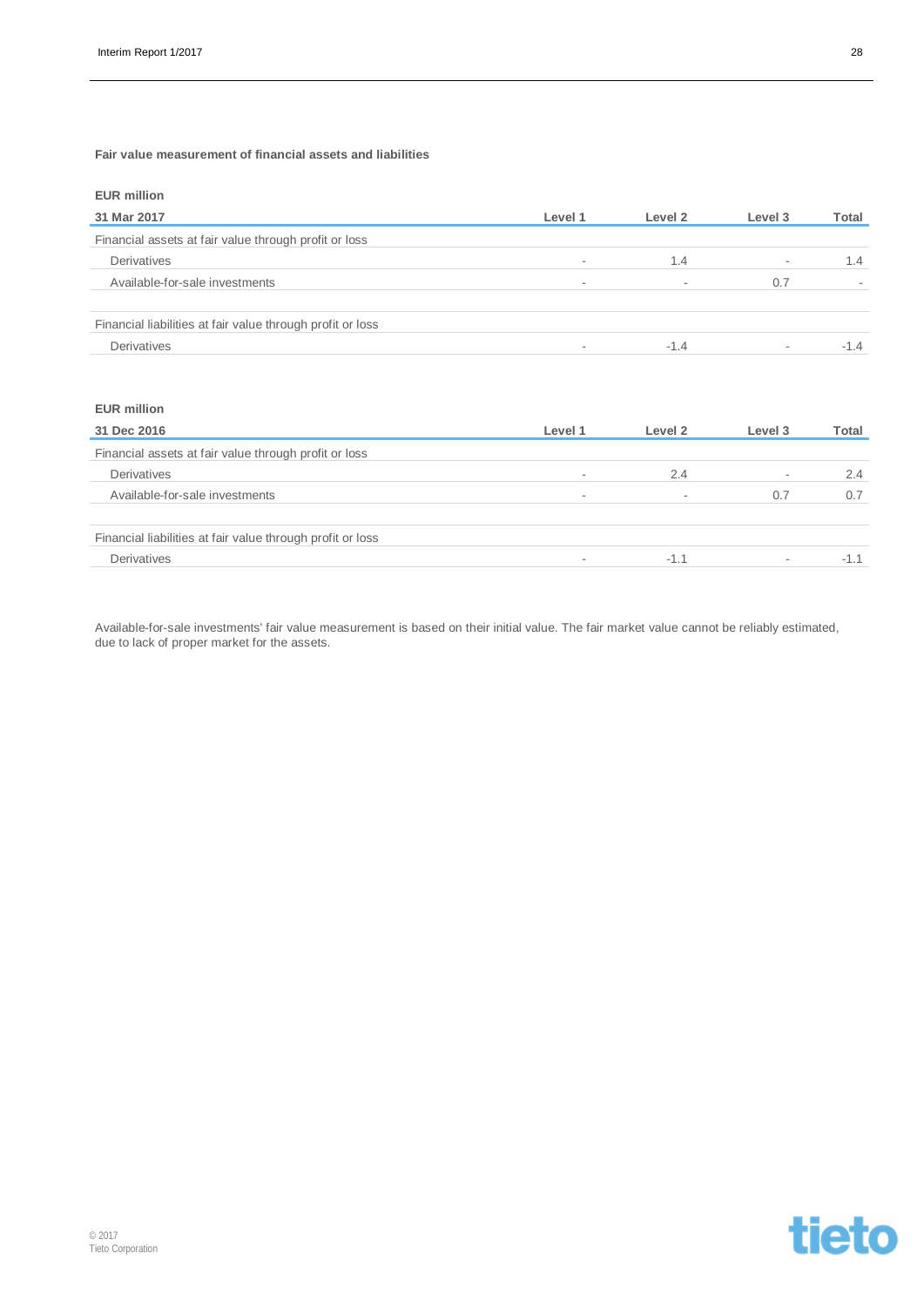**Fair value measurement of financial assets and liabilities**

**EUR million**

| 31 Mar 2017 | Level 1 | Level 2 | Level 3 | Total |
|---|---|---|---|---|
| Financial assets at fair value through profit or loss | | | | |
| Derivatives | - | 1.4 | - | 1.4 |
| Available-for-sale investments | - | - | 0.7 | - |
| | | | | |
| Financial liabilities at fair value through profit or loss | | | | |
| Derivatives | - | -1.4 | - | -1.4 |

**EUR million**

| 31 Dec 2016 | Level 1 | Level 2 | Level 3 | Total |
|---|---|---|---|---|
| Financial assets at fair value through profit or loss | | | | |
| Derivatives | - | 2.4 | - | 2.4 |
| Available-for-sale investments | - | - | 0.7 | 0.7 |
| | | | | |
| Financial liabilities at fair value through profit or loss | | | | |
| Derivatives | - | -1.1 | - | -1.1 |

Available-for-sale investments' fair value measurement is based on their initial value. The fair market value cannot be reliably estimated, due to lack of proper market for the assets.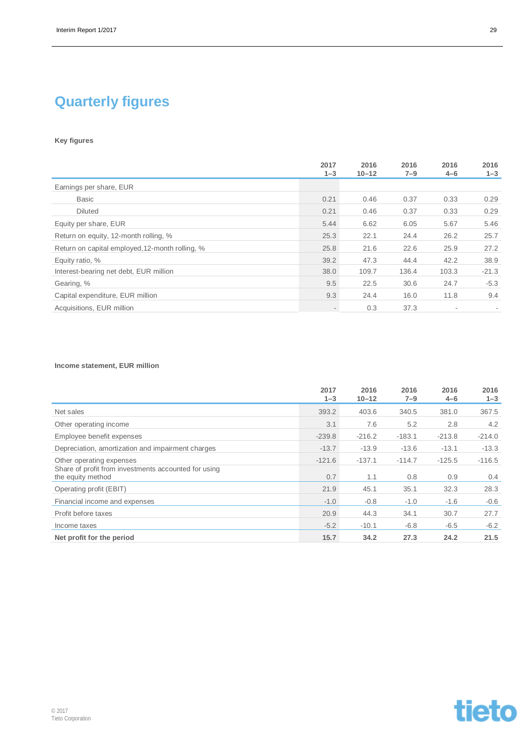# Quarterly figures

**Key figures**

| | 2017 1–3 | 2016 10–12 | 2016 7–9 | 2016 4–6 | 2016 1–3 |
|---|---|---|---|---|---|
| Earnings per share, EUR | | | | | |
| Basic | 0.21 | 0.46 | 0.37 | 0.33 | 0.29 |
| Diluted | 0.21 | 0.46 | 0.37 | 0.33 | 0.29 |
| Equity per share, EUR | 5.44 | 6.62 | 6.05 | 5.67 | 5.46 |
| Return on equity, 12-month rolling, % | 25.3 | 22.1 | 24.4 | 26.2 | 25.7 |
| Return on capital employed,12-month rolling, % | 25.8 | 21.6 | 22.6 | 25.9 | 27.2 |
| Equity ratio, % | 39.2 | 47.3 | 44.4 | 42.2 | 38.9 |
| Interest-bearing net debt, EUR million | 38.0 | 109.7 | 136.4 | 103.3 | -21.3 |
| Gearing, % | 9.5 | 22.5 | 30.6 | 24.7 | -5.3 |
| Capital expenditure, EUR million | 9.3 | 24.4 | 16.0 | 11.8 | 9.4 |
| Acquisitions, EUR million | - | 0.3 | 37.3 | - | - |

**Income statement, EUR million**

| | 2017 1–3 | 2016 10–12 | 2016 7–9 | 2016 4–6 | 2016 1–3 |
|---|---|---|---|---|---|
| Net sales | 393.2 | 403.6 | 340.5 | 381.0 | 367.5 |
| Other operating income | 3.1 | 7.6 | 5.2 | 2.8 | 4.2 |
| Employee benefit expenses | -239.8 | -216.2 | -183.1 | -213.8 | -214.0 |
| Depreciation, amortization and impairment charges | -13.7 | -13.9 | -13.6 | -13.1 | -13.3 |
| Other operating expenses | -121.6 | -137.1 | -114.7 | -125.5 | -116.5 |
| Share of profit from investments accounted for using the equity method | 0.7 | 1.1 | 0.8 | 0.9 | 0.4 |
| Operating profit (EBIT) | 21.9 | 45.1 | 35.1 | 32.3 | 28.3 |
| Financial income and expenses | -1.0 | -0.8 | -1.0 | -1.6 | -0.6 |
| Profit before taxes | 20.9 | 44.3 | 34.1 | 30.7 | 27.7 |
| Income taxes | -5.2 | -10.1 | -6.8 | -6.5 | -6.2 |
| **Net profit for the period** | **15.7** | **34.2** | **27.3** | **24.2** | **21.5** |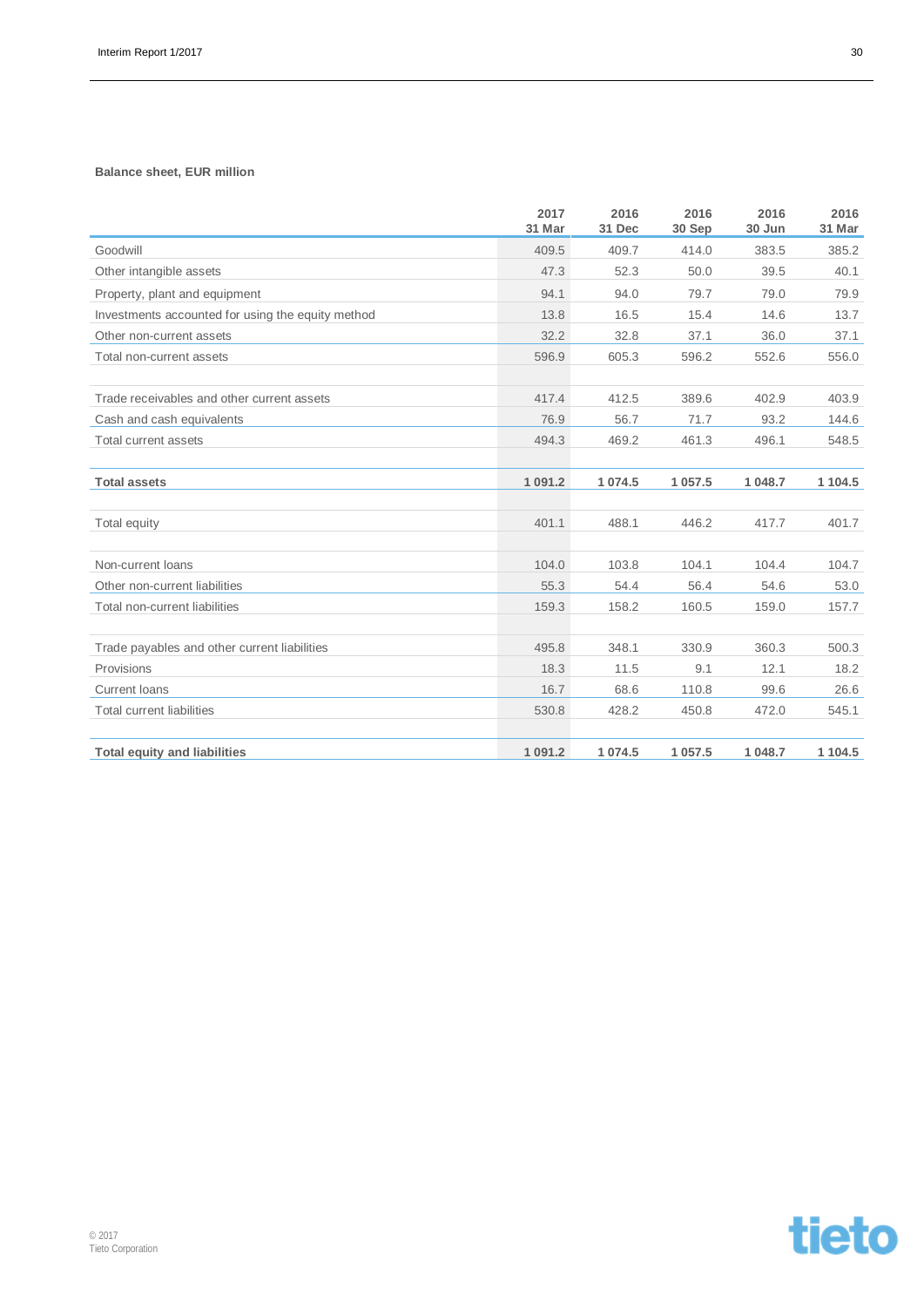**Balance sheet, EUR million**

| | 2017 31 Mar | 2016 31 Dec | 2016 30 Sep | 2016 30 Jun | 2016 31 Mar |
|---|---|---|---|---|---|
| Goodwill | 409.5 | 409.7 | 414.0 | 383.5 | 385.2 |
| Other intangible assets | 47.3 | 52.3 | 50.0 | 39.5 | 40.1 |
| Property, plant and equipment | 94.1 | 94.0 | 79.7 | 79.0 | 79.9 |
| Investments accounted for using the equity method | 13.8 | 16.5 | 15.4 | 14.6 | 13.7 |
| Other non-current assets | 32.2 | 32.8 | 37.1 | 36.0 | 37.1 |
| Total non-current assets | 596.9 | 605.3 | 596.2 | 552.6 | 556.0 |
| | | | | | |
| Trade receivables and other current assets | 417.4 | 412.5 | 389.6 | 402.9 | 403.9 |
| Cash and cash equivalents | 76.9 | 56.7 | 71.7 | 93.2 | 144.6 |
| Total current assets | 494.3 | 469.2 | 461.3 | 496.1 | 548.5 |
| | | | | | |
| **Total assets** | **1 091.2** | **1 074.5** | **1 057.5** | **1 048.7** | **1 104.5** |
| | | | | | |
| Total equity | 401.1 | 488.1 | 446.2 | 417.7 | 401.7 |
| | | | | | |
| Non-current loans | 104.0 | 103.8 | 104.1 | 104.4 | 104.7 |
| Other non-current liabilities | 55.3 | 54.4 | 56.4 | 54.6 | 53.0 |
| Total non-current liabilities | 159.3 | 158.2 | 160.5 | 159.0 | 157.7 |
| | | | | | |
| Trade payables and other current liabilities | 495.8 | 348.1 | 330.9 | 360.3 | 500.3 |
| Provisions | 18.3 | 11.5 | 9.1 | 12.1 | 18.2 |
| Current loans | 16.7 | 68.6 | 110.8 | 99.6 | 26.6 |
| Total current liabilities | 530.8 | 428.2 | 450.8 | 472.0 | 545.1 |
| | | | | | |
| **Total equity and liabilities** | **1 091.2** | **1 074.5** | **1 057.5** | **1 048.7** | **1 104.5** |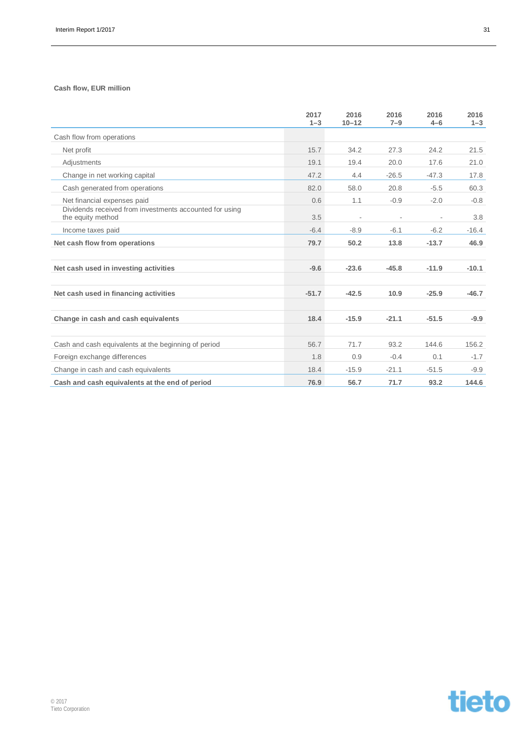**Cash flow, EUR million**

| | 2017 1–3 | 2016 10–12 | 2016 7–9 | 2016 4–6 | 2016 1–3 |
|---|---|---|---|---|---|
| Cash flow from operations | | | | | |
| Net profit | 15.7 | 34.2 | 27.3 | 24.2 | 21.5 |
| Adjustments | 19.1 | 19.4 | 20.0 | 17.6 | 21.0 |
| Change in net working capital | 47.2 | 4.4 | -26.5 | -47.3 | 17.8 |
| Cash generated from operations | 82.0 | 58.0 | 20.8 | -5.5 | 60.3 |
| Net financial expenses paid | 0.6 | 1.1 | -0.9 | -2.0 | -0.8 |
| Dividends received from investments accounted for using the equity method | 3.5 | - | - | - | 3.8 |
| Income taxes paid | -6.4 | -8.9 | -6.1 | -6.2 | -16.4 |
| **Net cash flow from operations** | **79.7** | **50.2** | **13.8** | **-13.7** | **46.9** |
| | | | | | |
| **Net cash used in investing activities** | **-9.6** | **-23.6** | **-45.8** | **-11.9** | **-10.1** |
| | | | | | |
| **Net cash used in financing activities** | **-51.7** | **-42.5** | **10.9** | **-25.9** | **-46.7** |
| | | | | | |
| **Change in cash and cash equivalents** | **18.4** | **-15.9** | **-21.1** | **-51.5** | **-9.9** |
| | | | | | |
| Cash and cash equivalents at the beginning of period | 56.7 | 71.7 | 93.2 | 144.6 | 156.2 |
| Foreign exchange differences | 1.8 | 0.9 | -0.4 | 0.1 | -1.7 |
| Change in cash and cash equivalents | 18.4 | -15.9 | -21.1 | -51.5 | -9.9 |
| **Cash and cash equivalents at the end of period** | **76.9** | **56.7** | **71.7** | **93.2** | **144.6** |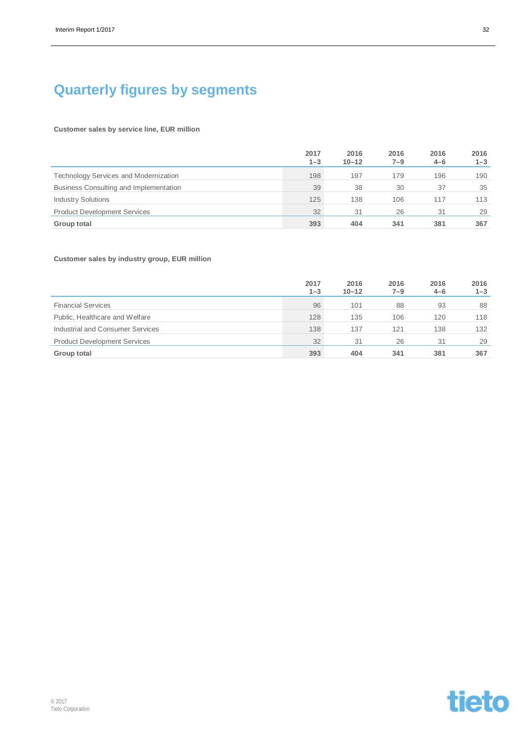# Quarterly figures by segments

**Customer sales by service line, EUR million**

| | 2017 1–3 | 2016 10–12 | 2016 7–9 | 2016 4–6 | 2016 1–3 |
|---|---|---|---|---|---|
| Technology Services and Modernization | 198 | 197 | 179 | 196 | 190 |
| Business Consulting and Implementation | 39 | 38 | 30 | 37 | 35 |
| Industry Solutions | 125 | 138 | 106 | 117 | 113 |
| Product Development Services | 32 | 31 | 26 | 31 | 29 |
| **Group total** | **393** | **404** | **341** | **381** | **367** |

**Customer sales by industry group, EUR million**

| | 2017 1–3 | 2016 10–12 | 2016 7–9 | 2016 4–6 | 2016 1–3 |
|---|---|---|---|---|---|
| Financial Services | 96 | 101 | 88 | 93 | 88 |
| Public, Healthcare and Welfare | 128 | 135 | 106 | 120 | 118 |
| Industrial and Consumer Services | 138 | 137 | 121 | 138 | 132 |
| Product Development Services | 32 | 31 | 26 | 31 | 29 |
| **Group total** | **393** | **404** | **341** | **381** | **367** |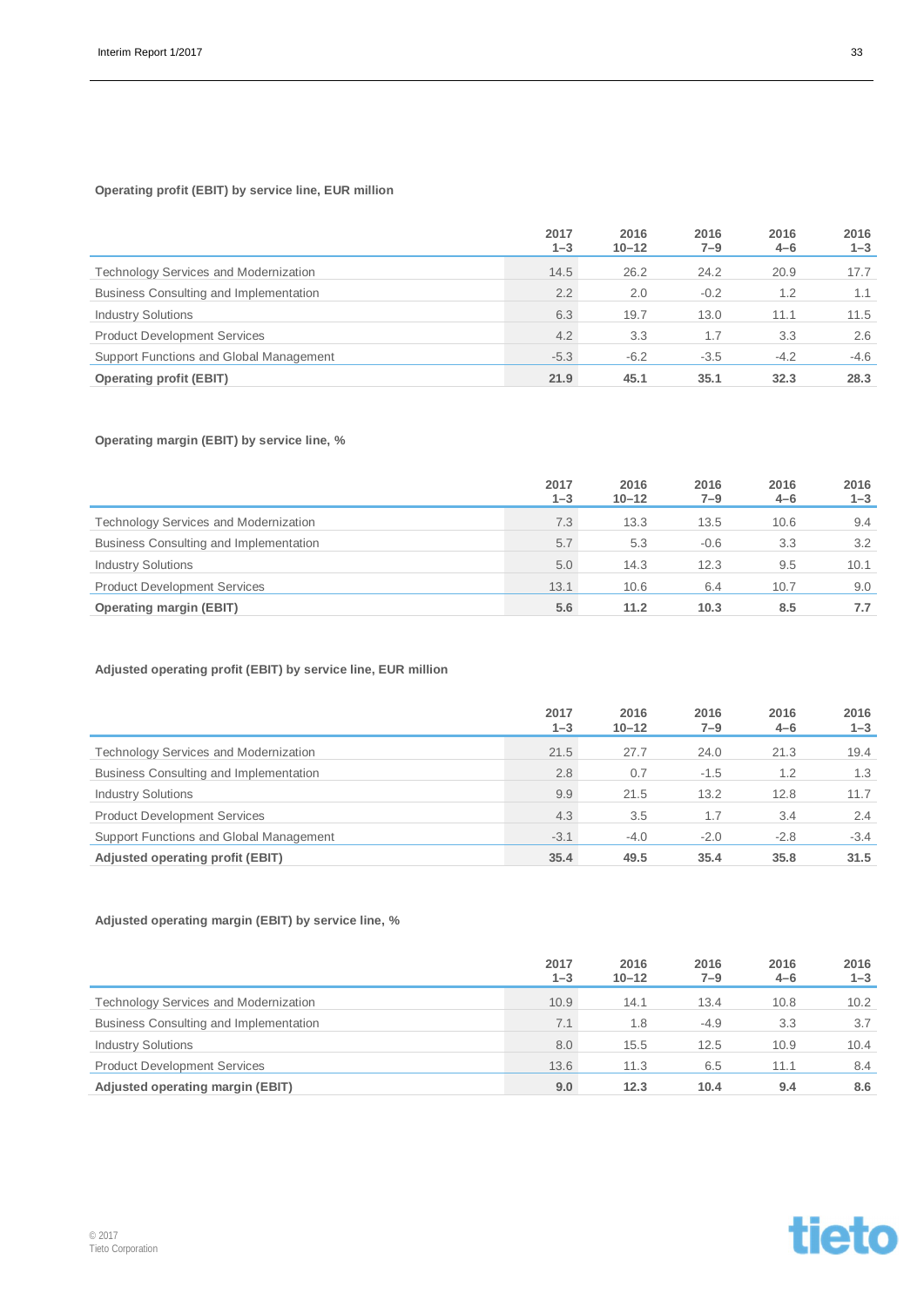**Operating profit (EBIT) by service line, EUR million**

| | 2017 1–3 | 2016 10–12 | 2016 7–9 | 2016 4–6 | 2016 1–3 |
|---|---|---|---|---|---|
| Technology Services and Modernization | 14.5 | 26.2 | 24.2 | 20.9 | 17.7 |
| Business Consulting and Implementation | 2.2 | 2.0 | -0.2 | 1.2 | 1.1 |
| Industry Solutions | 6.3 | 19.7 | 13.0 | 11.1 | 11.5 |
| Product Development Services | 4.2 | 3.3 | 1.7 | 3.3 | 2.6 |
| Support Functions and Global Management | -5.3 | -6.2 | -3.5 | -4.2 | -4.6 |
| **Operating profit (EBIT)** | **21.9** | **45.1** | **35.1** | **32.3** | **28.3** |

**Operating margin (EBIT) by service line, %**

| | 2017 1–3 | 2016 10–12 | 2016 7–9 | 2016 4–6 | 2016 1–3 |
|---|---|---|---|---|---|
| Technology Services and Modernization | 7.3 | 13.3 | 13.5 | 10.6 | 9.4 |
| Business Consulting and Implementation | 5.7 | 5.3 | -0.6 | 3.3 | 3.2 |
| Industry Solutions | 5.0 | 14.3 | 12.3 | 9.5 | 10.1 |
| Product Development Services | 13.1 | 10.6 | 6.4 | 10.7 | 9.0 |
| **Operating margin (EBIT)** | **5.6** | **11.2** | **10.3** | **8.5** | **7.7** |

**Adjusted operating profit (EBIT) by service line, EUR million**

| | 2017 1–3 | 2016 10–12 | 2016 7–9 | 2016 4–6 | 2016 1–3 |
|---|---|---|---|---|---|
| Technology Services and Modernization | 21.5 | 27.7 | 24.0 | 21.3 | 19.4 |
| Business Consulting and Implementation | 2.8 | 0.7 | -1.5 | 1.2 | 1.3 |
| Industry Solutions | 9.9 | 21.5 | 13.2 | 12.8 | 11.7 |
| Product Development Services | 4.3 | 3.5 | 1.7 | 3.4 | 2.4 |
| Support Functions and Global Management | -3.1 | -4.0 | -2.0 | -2.8 | -3.4 |
| **Adjusted operating profit (EBIT)** | **35.4** | **49.5** | **35.4** | **35.8** | **31.5** |

**Adjusted operating margin (EBIT) by service line, %**

| | 2017 1–3 | 2016 10–12 | 2016 7–9 | 2016 4–6 | 2016 1–3 |
|---|---|---|---|---|---|
| Technology Services and Modernization | 10.9 | 14.1 | 13.4 | 10.8 | 10.2 |
| Business Consulting and Implementation | 7.1 | 1.8 | -4.9 | 3.3 | 3.7 |
| Industry Solutions | 8.0 | 15.5 | 12.5 | 10.9 | 10.4 |
| Product Development Services | 13.6 | 11.3 | 6.5 | 11.1 | 8.4 |
| **Adjusted operating margin (EBIT)** | **9.0** | **12.3** | **10.4** | **9.4** | **8.6** |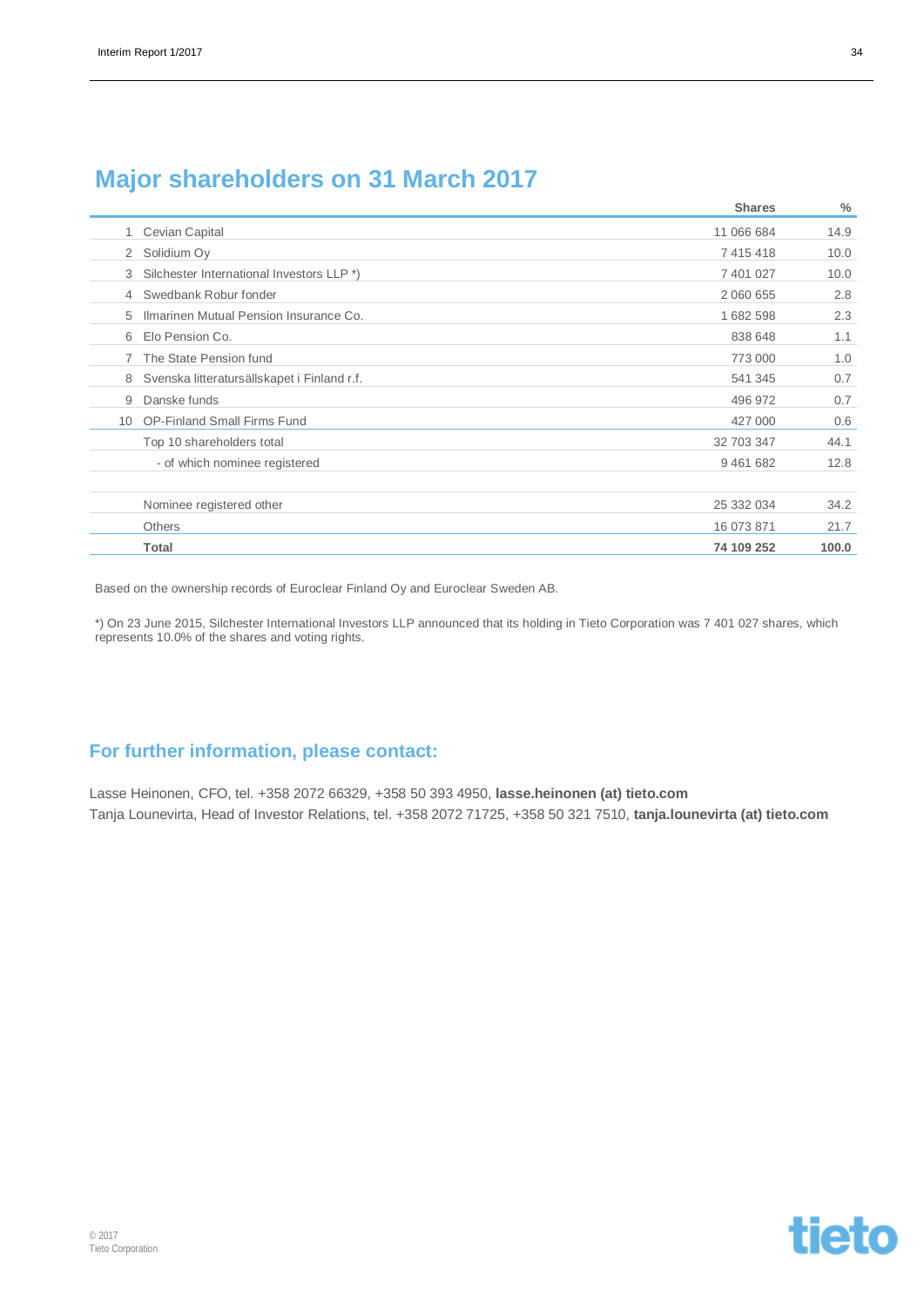## Major shareholders on 31 March 2017

| | | Shares | % |
|---|---|---|---|
| 1 | Cevian Capital | 11 066 684 | 14.9 |
| 2 | Solidium Oy | 7 415 418 | 10.0 |
| 3 | Silchester International Investors LLP *) | 7 401 027 | 10.0 |
| 4 | Swedbank Robur fonder | 2 060 655 | 2.8 |
| 5 | Ilmarinen Mutual Pension Insurance Co. | 1 682 598 | 2.3 |
| 6 | Elo Pension Co. | 838 648 | 1.1 |
| 7 | The State Pension fund | 773 000 | 1.0 |
| 8 | Svenska litteratursällskapet i Finland r.f. | 541 345 | 0.7 |
| 9 | Danske funds | 496 972 | 0.7 |
| 10 | OP-Finland Small Firms Fund | 427 000 | 0.6 |
| | Top 10 shareholders total | 32 703 347 | 44.1 |
| | - of which nominee registered | 9 461 682 | 12.8 |
| | | | |
| | Nominee registered other | 25 332 034 | 34.2 |
| | Others | 16 073 871 | 21.7 |
| | **Total** | **74 109 252** | **100.0** |

Based on the ownership records of Euroclear Finland Oy and Euroclear Sweden AB.

*) On 23 June 2015, Silchester International Investors LLP announced that its holding in Tieto Corporation was 7 401 027 shares, which represents 10.0% of the shares and voting rights.

## For further information, please contact:

Lasse Heinonen, CFO, tel. +358 2072 66329, +358 50 393 4950, **lasse.heinonen (at) tieto.com**
Tanja Lounevirta, Head of Investor Relations, tel. +358 2072 71725, +358 50 321 7510, **tanja.lounevirta (at) tieto.com**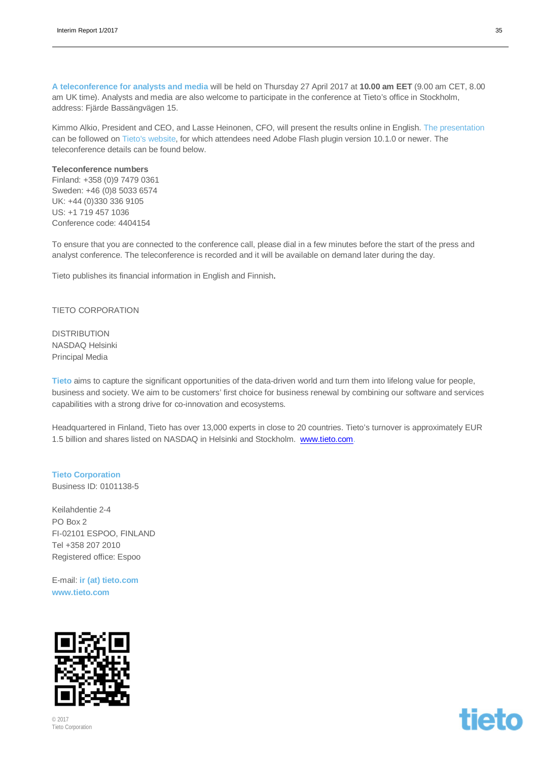**A teleconference for analysts and media** will be held on Thursday 27 April 2017 at **10.00 am EET** (9.00 am CET, 8.00 am UK time). Analysts and media are also welcome to participate in the conference at Tieto's office in Stockholm, address: Fjärde Bassängvägen 15.

Kimmo Alkio, President and CEO, and Lasse Heinonen, CFO, will present the results online in English. The presentation can be followed on Tieto's website, for which attendees need Adobe Flash plugin version 10.1.0 or newer. The teleconference details can be found below.

**Teleconference numbers**
Finland: +358 (0)9 7479 0361
Sweden: +46 (0)8 5033 6574
UK: +44 (0)330 336 9105
US: +1 719 457 1036
Conference code: 4404154

To ensure that you are connected to the conference call, please dial in a few minutes before the start of the press and analyst conference. The teleconference is recorded and it will be available on demand later during the day.

Tieto publishes its financial information in English and Finnish.

TIETO CORPORATION

DISTRIBUTION
NASDAQ Helsinki
Principal Media

**Tieto** aims to capture the significant opportunities of the data-driven world and turn them into lifelong value for people, business and society. We aim to be customers' first choice for business renewal by combining our software and services capabilities with a strong drive for co-innovation and ecosystems.

Headquartered in Finland, Tieto has over 13,000 experts in close to 20 countries. Tieto's turnover is approximately EUR 1.5 billion and shares listed on NASDAQ in Helsinki and Stockholm. www.tieto.com.

**Tieto Corporation**
Business ID: 0101138-5

Keilahdentie 2-4
PO Box 2
FI-02101 ESPOO, FINLAND
Tel +358 207 2010
Registered office: Espoo

E-mail: **ir (at) tieto.com**
**www.tieto.com**

© 2017
Tieto Corporation